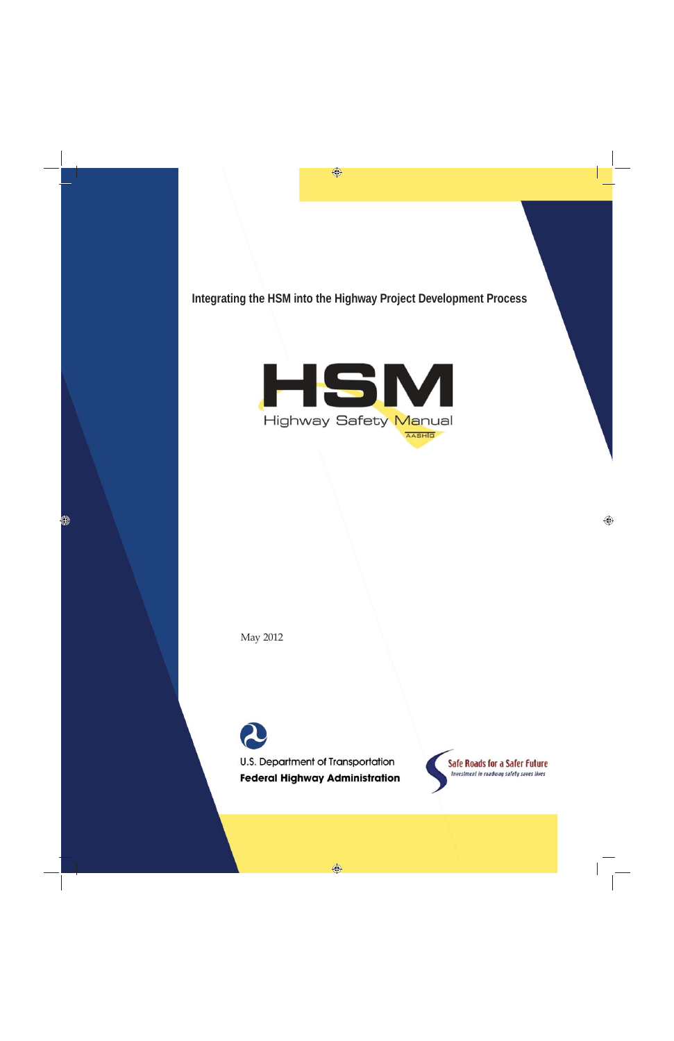# Integrating the HSM into the Highway Project Development Process

HSM

Highway Safety Manual

AASHTO

May 2012

U.S. Department of Transportation

**Federal Highway Administration**

Safe Roads for a Safer Future

*Investment in roadway safety saves lives*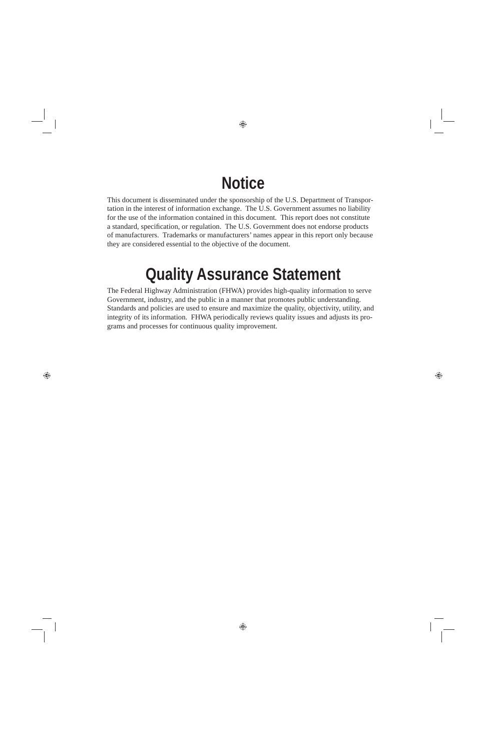# Notice

This document is disseminated under the sponsorship of the U.S. Department of Transportation in the interest of information exchange. The U.S. Government assumes no liability for the use of the information contained in this document. This report does not constitute a standard, specification, or regulation. The U.S. Government does not endorse products of manufacturers. Trademarks or manufacturers' names appear in this report only because they are considered essential to the objective of the document.

# Quality Assurance Statement

The Federal Highway Administration (FHWA) provides high-quality information to serve Government, industry, and the public in a manner that promotes public understanding. Standards and policies are used to ensure and maximize the quality, objectivity, utility, and integrity of its information. FHWA periodically reviews quality issues and adjusts its programs and processes for continuous quality improvement.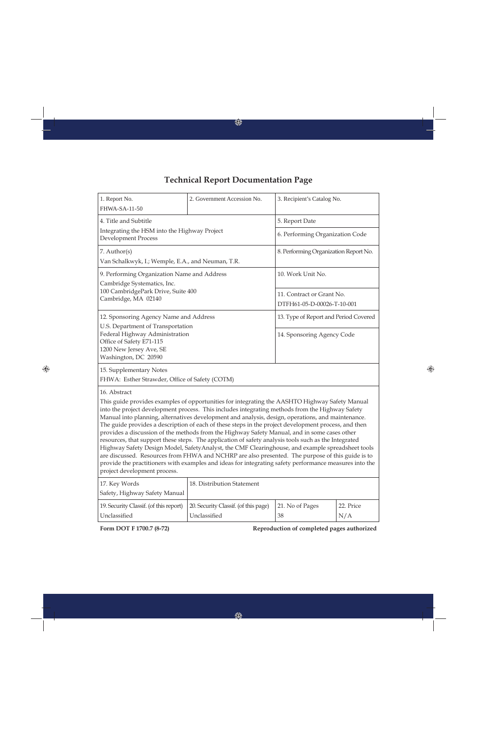# Technical Report Documentation Page

| | | | |
|---|---|---|---|
| 1. Report No.<br>FHWA-SA-11-50 | 2. Government Accession No. | 3. Recipient's Catalog No. | |
| 4. Title and Subtitle<br>Integrating the HSM into the Highway Project Development Process | | 5. Report Date | |
| | | 6. Performing Organization Code | |
| 7. Author(s)<br>Van Schalkwyk, I.; Wemple, E.A., and Neuman, T.R. | | 8. Performing Organization Report No. | |
| 9. Performing Organization Name and Address<br>Cambridge Systematics, Inc.<br>100 CambridgePark Drive, Suite 400<br>Cambridge, MA 02140 | | 10. Work Unit No. | |
| | | 11. Contract or Grant No.<br>DTFH61-05-D-00026-T-10-001 | |
| 12. Sponsoring Agency Name and Address<br>U.S. Department of Transportation<br>Federal Highway Administration<br>Office of Safety E71-115<br>1200 New Jersey Ave, SE<br>Washington, DC 20590 | | 13. Type of Report and Period Covered | |
| | | 14. Sponsoring Agency Code | |
| 15. Supplementary Notes<br>FHWA: Esther Strawder, Office of Safety (COTM) | | | |
| 16. Abstract<br>This guide provides examples of opportunities for integrating the AASHTO Highway Safety Manual into the project development process. This includes integrating methods from the Highway Safety Manual into planning, alternatives development and analysis, design, operations, and maintenance. The guide provides a description of each of these steps in the project development process, and then provides a discussion of the methods from the Highway Safety Manual, and in some cases other resources, that support these steps. The application of safety analysis tools such as the Integrated Highway Safety Design Model, SafetyAnalyst, the CMF Clearinghouse, and example spreadsheet tools are discussed. Resources from FHWA and NCHRP are also presented. The purpose of this guide is to provide the practitioners with examples and ideas for integrating safety performance measures into the project development process. | | | |
| 17. Key Words<br>Safety, Highway Safety Manual | 18. Distribution Statement | | |
| 19. Security Classif. (of this report)<br>Unclassified | 20. Security Classif. (of this page)<br>Unclassified | 21. No of Pages<br>38 | 22. Price<br>N/A |

**Form DOT F 1700.7 (8-72)** **Reproduction of completed pages authorized**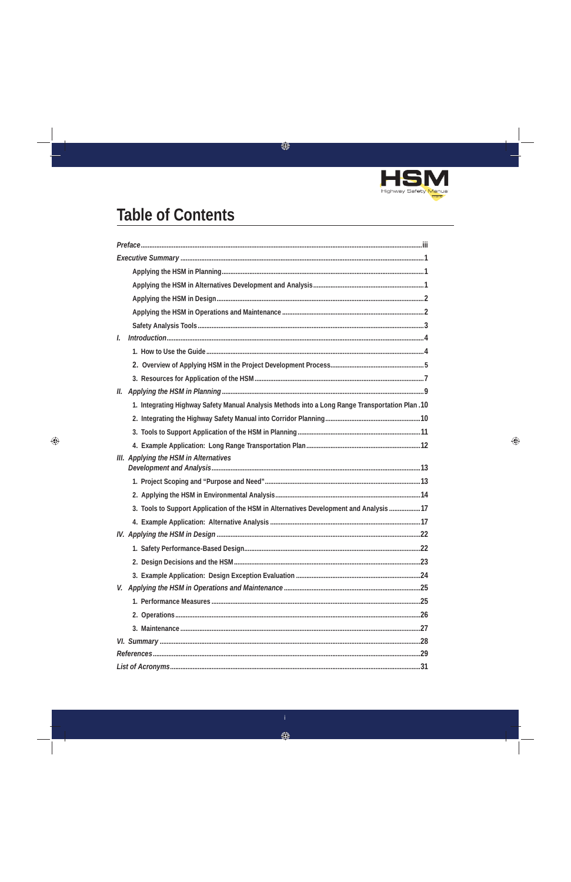# Table of Contents

*Preface* .......... iii

*Executive Summary* .......... 1

- Applying the HSM in Planning .......... 1
- Applying the HSM in Alternatives Development and Analysis .......... 1
- Applying the HSM in Design .......... 2
- Applying the HSM in Operations and Maintenance .......... 2
- Safety Analysis Tools .......... 3

*I. Introduction* .......... 4

1. How to Use the Guide .......... 4
2. Overview of Applying HSM in the Project Development Process .......... 5
3. Resources for Application of the HSM .......... 7

*II. Applying the HSM in Planning* .......... 9

1. Integrating Highway Safety Manual Analysis Methods into a Long Range Transportation Plan .......... 10
2. Integrating the Highway Safety Manual into Corridor Planning .......... 10
3. Tools to Support Application of the HSM in Planning .......... 11
4. Example Application: Long Range Transportation Plan .......... 12

*III. Applying the HSM in Alternatives Development and Analysis* .......... 13

1. Project Scoping and "Purpose and Need" .......... 13
2. Applying the HSM in Environmental Analysis .......... 14
3. Tools to Support Application of the HSM in Alternatives Development and Analysis .......... 17
4. Example Application: Alternative Analysis .......... 17

*IV. Applying the HSM in Design* .......... 22

1. Safety Performance-Based Design .......... 22
2. Design Decisions and the HSM .......... 23
3. Example Application: Design Exception Evaluation .......... 24

*V. Applying the HSM in Operations and Maintenance* .......... 25

1. Performance Measures .......... 25
2. Operations .......... 26
3. Maintenance .......... 27

*VI. Summary* .......... 28

*References* .......... 29

*List of Acronyms* .......... 31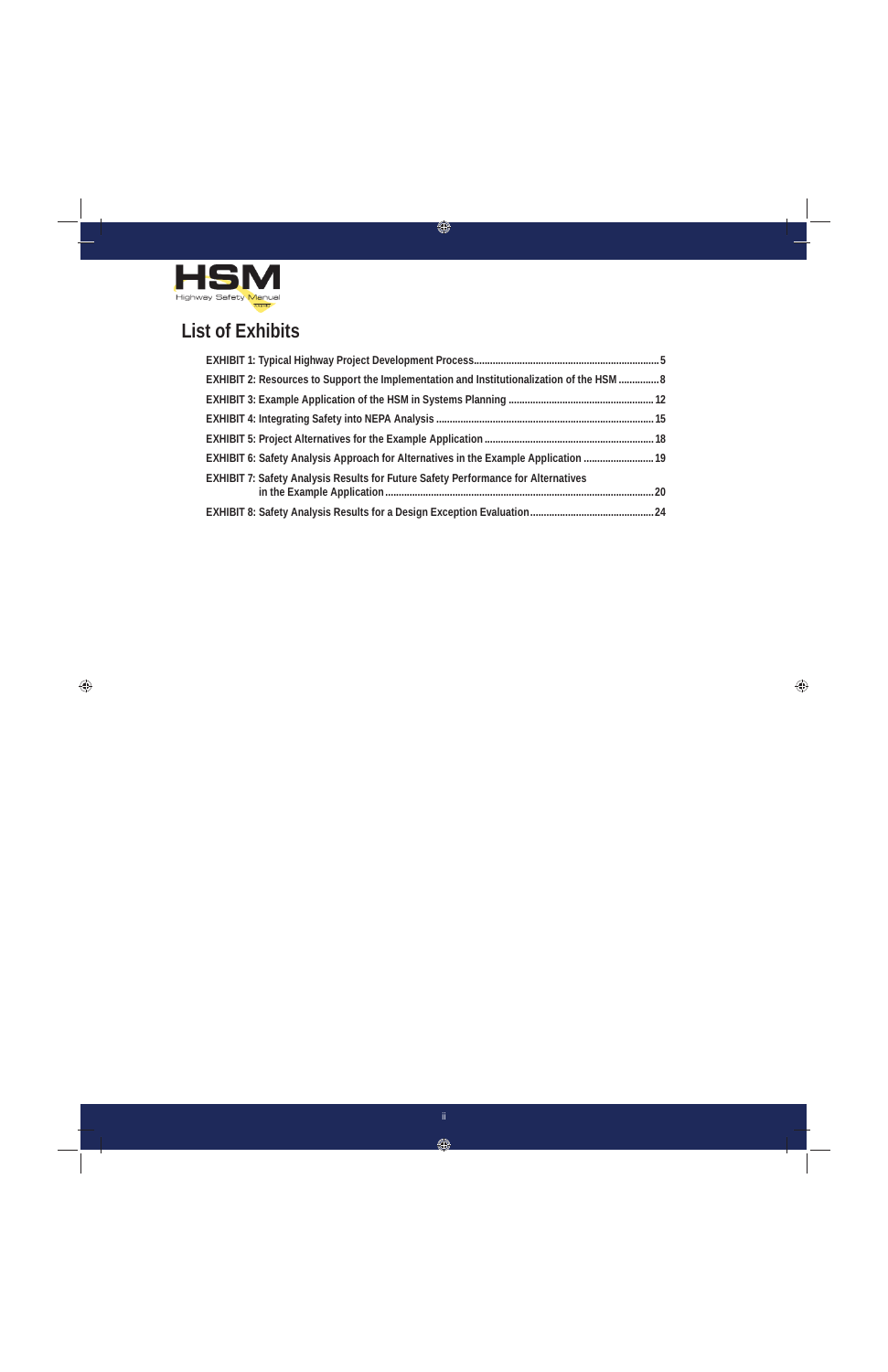# List of Exhibits

- EXHIBIT 1: Typical Highway Project Development Process .......... 5
- EXHIBIT 2: Resources to Support the Implementation and Institutionalization of the HSM .......... 8
- EXHIBIT 3: Example Application of the HSM in Systems Planning .......... 12
- EXHIBIT 4: Integrating Safety into NEPA Analysis .......... 15
- EXHIBIT 5: Project Alternatives for the Example Application .......... 18
- EXHIBIT 6: Safety Analysis Approach for Alternatives in the Example Application .......... 19
- EXHIBIT 7: Safety Analysis Results for Future Safety Performance for Alternatives in the Example Application .......... 20
- EXHIBIT 8: Safety Analysis Results for a Design Exception Evaluation .......... 24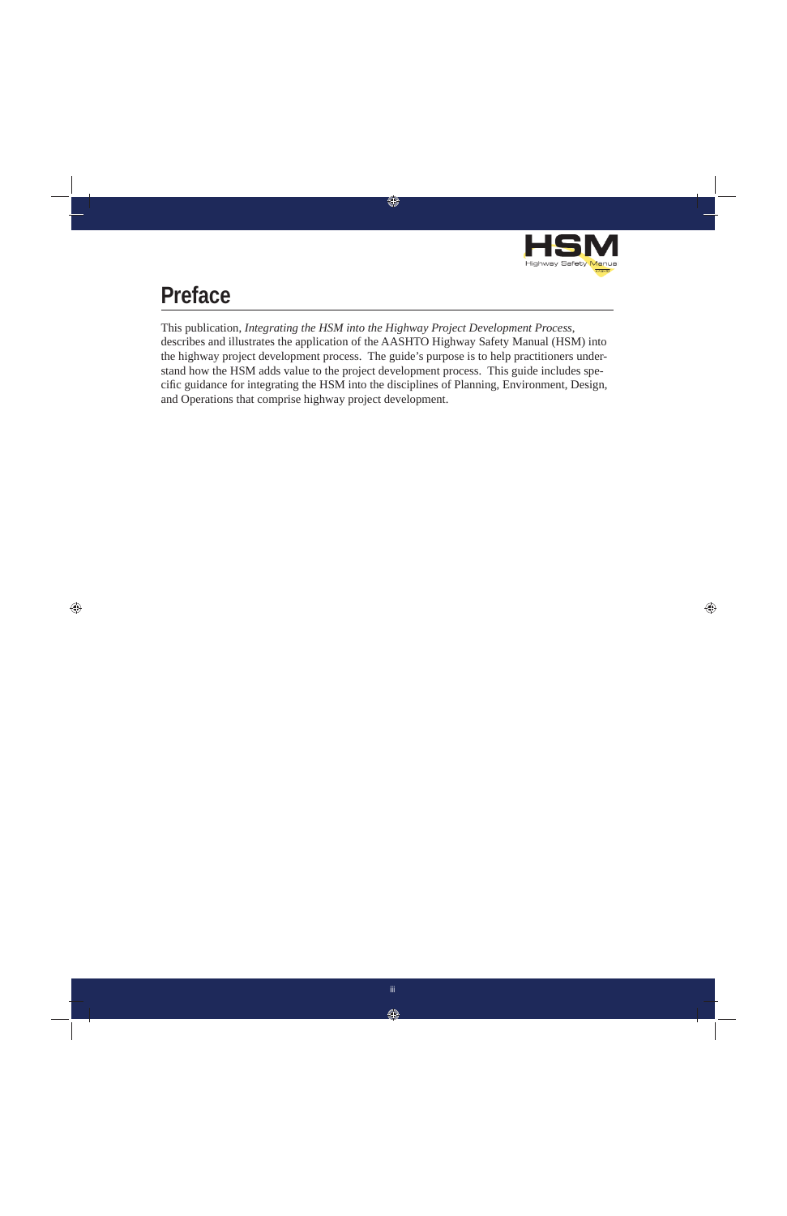# Preface

This publication, *Integrating the HSM into the Highway Project Development Process*, describes and illustrates the application of the AASHTO Highway Safety Manual (HSM) into the highway project development process. The guide's purpose is to help practitioners understand how the HSM adds value to the project development process. This guide includes specific guidance for integrating the HSM into the disciplines of Planning, Environment, Design, and Operations that comprise highway project development.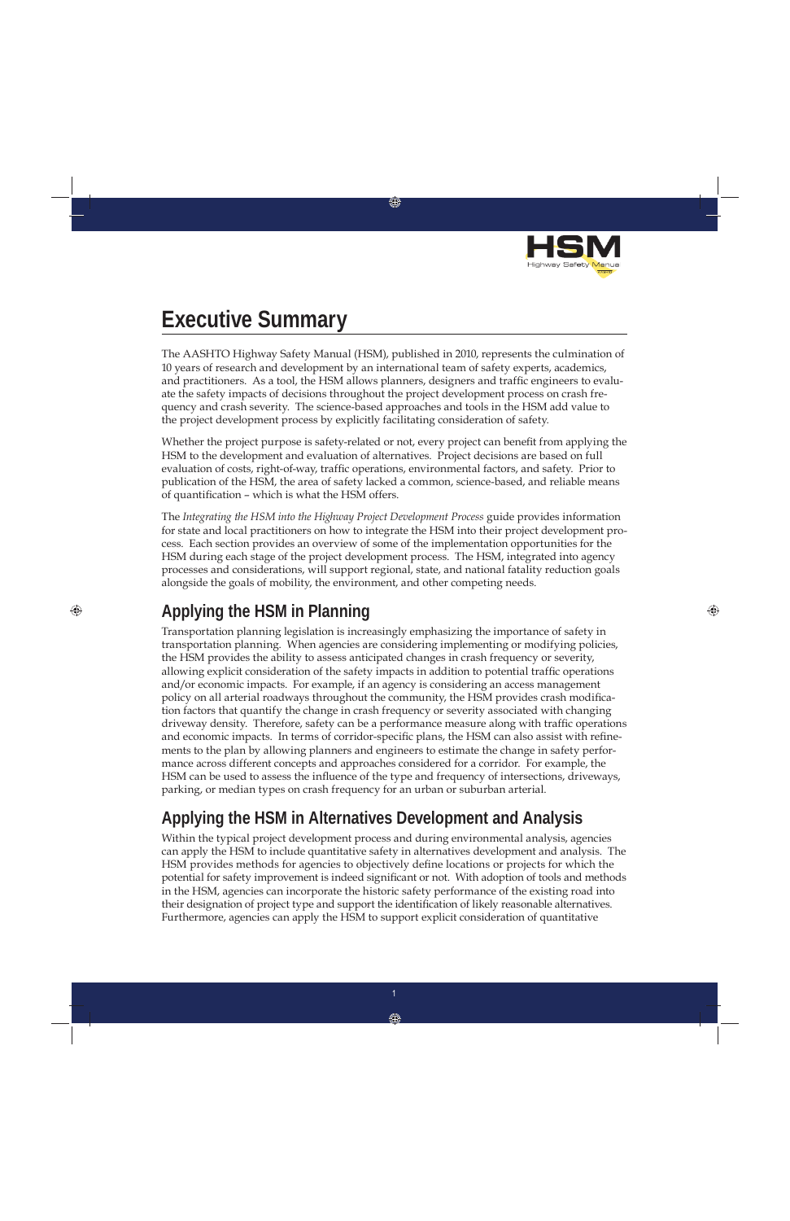# Executive Summary

The AASHTO Highway Safety Manual (HSM), published in 2010, represents the culmination of 10 years of research and development by an international team of safety experts, academics, and practitioners. As a tool, the HSM allows planners, designers and traffic engineers to evaluate the safety impacts of decisions throughout the project development process on crash frequency and crash severity. The science-based approaches and tools in the HSM add value to the project development process by explicitly facilitating consideration of safety.

Whether the project purpose is safety-related or not, every project can benefit from applying the HSM to the development and evaluation of alternatives. Project decisions are based on full evaluation of costs, right-of-way, traffic operations, environmental factors, and safety. Prior to publication of the HSM, the area of safety lacked a common, science-based, and reliable means of quantification – which is what the HSM offers.

The *Integrating the HSM into the Highway Project Development Process* guide provides information for state and local practitioners on how to integrate the HSM into their project development process. Each section provides an overview of some of the implementation opportunities for the HSM during each stage of the project development process. The HSM, integrated into agency processes and considerations, will support regional, state, and national fatality reduction goals alongside the goals of mobility, the environment, and other competing needs.

## Applying the HSM in Planning

Transportation planning legislation is increasingly emphasizing the importance of safety in transportation planning. When agencies are considering implementing or modifying policies, the HSM provides the ability to assess anticipated changes in crash frequency or severity, allowing explicit consideration of the safety impacts in addition to potential traffic operations and/or economic impacts. For example, if an agency is considering an access management policy on all arterial roadways throughout the community, the HSM provides crash modification factors that quantify the change in crash frequency or severity associated with changing driveway density. Therefore, safety can be a performance measure along with traffic operations and economic impacts. In terms of corridor-specific plans, the HSM can also assist with refinements to the plan by allowing planners and engineers to estimate the change in safety performance across different concepts and approaches considered for a corridor. For example, the HSM can be used to assess the influence of the type and frequency of intersections, driveways, parking, or median types on crash frequency for an urban or suburban arterial.

## Applying the HSM in Alternatives Development and Analysis

Within the typical project development process and during environmental analysis, agencies can apply the HSM to include quantitative safety in alternatives development and analysis. The HSM provides methods for agencies to objectively define locations or projects for which the potential for safety improvement is indeed significant or not. With adoption of tools and methods in the HSM, agencies can incorporate the historic safety performance of the existing road into their designation of project type and support the identification of likely reasonable alternatives. Furthermore, agencies can apply the HSM to support explicit consideration of quantitative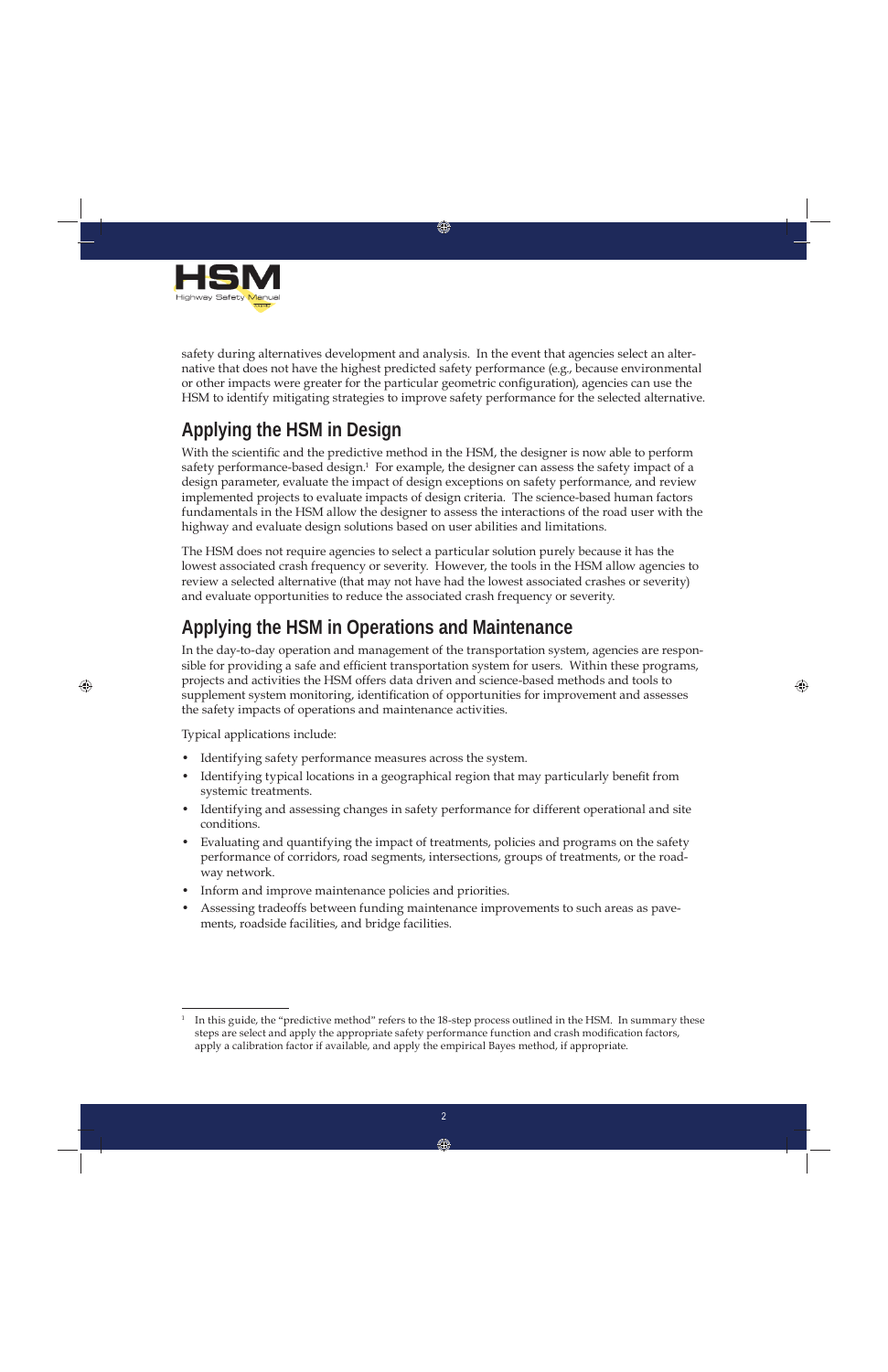safety during alternatives development and analysis. In the event that agencies select an alternative that does not have the highest predicted safety performance (e.g., because environmental or other impacts were greater for the particular geometric configuration), agencies can use the HSM to identify mitigating strategies to improve safety performance for the selected alternative.

## Applying the HSM in Design

With the scientific and the predictive method in the HSM, the designer is now able to perform safety performance-based design.[1] For example, the designer can assess the safety impact of a design parameter, evaluate the impact of design exceptions on safety performance, and review implemented projects to evaluate impacts of design criteria. The science-based human factors fundamentals in the HSM allow the designer to assess the interactions of the road user with the highway and evaluate design solutions based on user abilities and limitations.

The HSM does not require agencies to select a particular solution purely because it has the lowest associated crash frequency or severity. However, the tools in the HSM allow agencies to review a selected alternative (that may not have had the lowest associated crashes or severity) and evaluate opportunities to reduce the associated crash frequency or severity.

## Applying the HSM in Operations and Maintenance

In the day-to-day operation and management of the transportation system, agencies are responsible for providing a safe and efficient transportation system for users. Within these programs, projects and activities the HSM offers data driven and science-based methods and tools to supplement system monitoring, identification of opportunities for improvement and assesses the safety impacts of operations and maintenance activities.

Typical applications include:

- Identifying safety performance measures across the system.
- Identifying typical locations in a geographical region that may particularly benefit from systemic treatments.
- Identifying and assessing changes in safety performance for different operational and site conditions.
- Evaluating and quantifying the impact of treatments, policies and programs on the safety performance of corridors, road segments, intersections, groups of treatments, or the roadway network.
- Inform and improve maintenance policies and priorities.
- Assessing tradeoffs between funding maintenance improvements to such areas as pavements, roadside facilities, and bridge facilities.

---

[1] In this guide, the "predictive method" refers to the 18-step process outlined in the HSM. In summary these steps are select and apply the appropriate safety performance function and crash modification factors, apply a calibration factor if available, and apply the empirical Bayes method, if appropriate.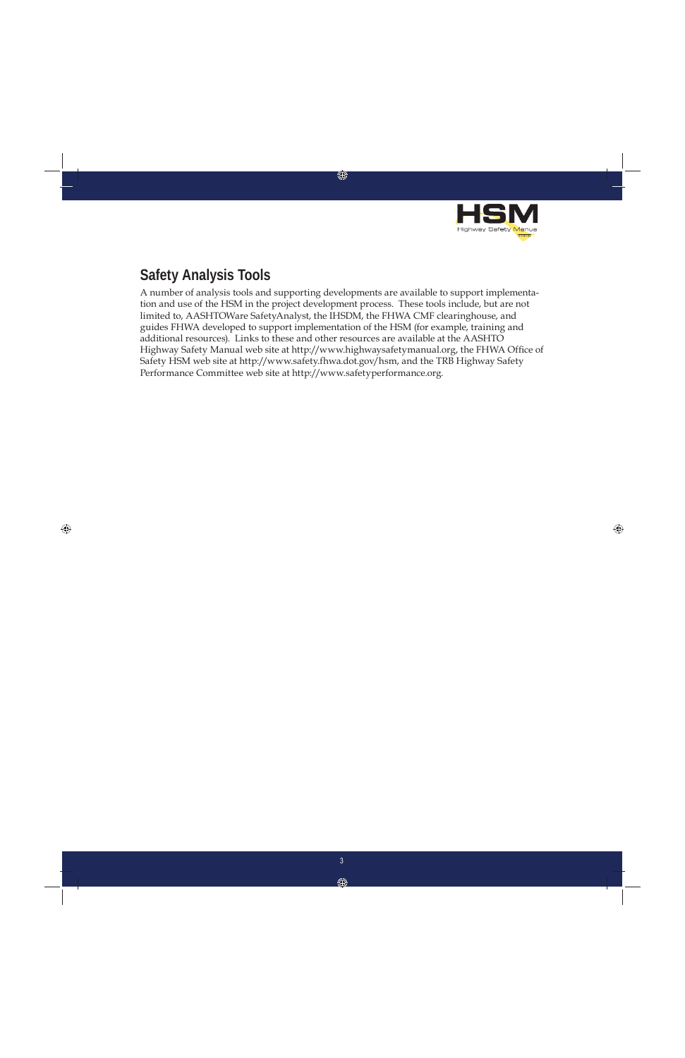## Safety Analysis Tools

A number of analysis tools and supporting developments are available to support implementation and use of the HSM in the project development process. These tools include, but are not limited to, AASHTOWare SafetyAnalyst, the IHSDM, the FHWA CMF clearinghouse, and guides FHWA developed to support implementation of the HSM (for example, training and additional resources). Links to these and other resources are available at the AASHTO Highway Safety Manual web site at http://www.highwaysafetymanual.org, the FHWA Office of Safety HSM web site at http://www.safety.fhwa.dot.gov/hsm, and the TRB Highway Safety Performance Committee web site at http://www.safetyperformance.org.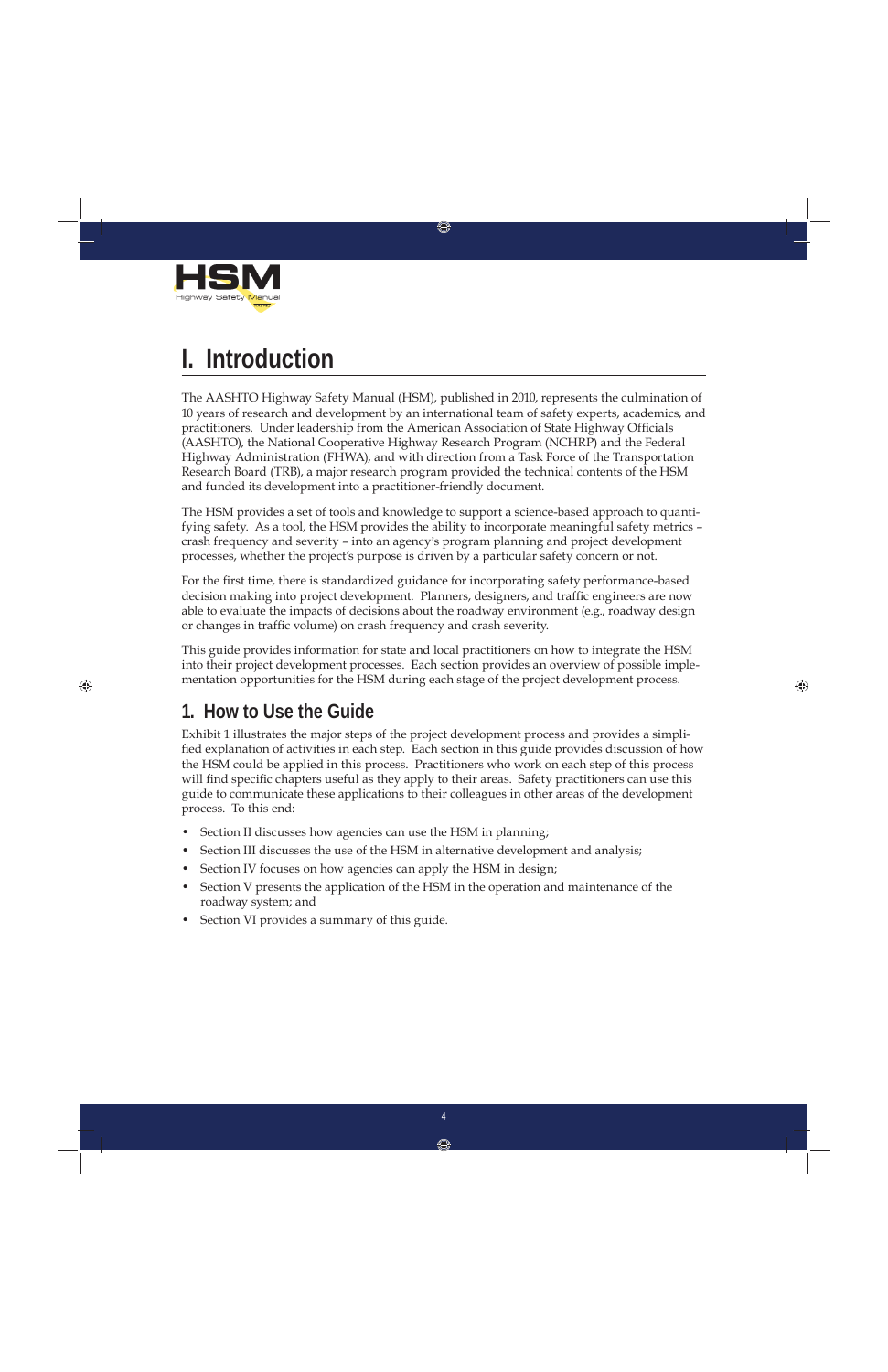# I. Introduction

The AASHTO Highway Safety Manual (HSM), published in 2010, represents the culmination of 10 years of research and development by an international team of safety experts, academics, and practitioners. Under leadership from the American Association of State Highway Officials (AASHTO), the National Cooperative Highway Research Program (NCHRP) and the Federal Highway Administration (FHWA), and with direction from a Task Force of the Transportation Research Board (TRB), a major research program provided the technical contents of the HSM and funded its development into a practitioner-friendly document.

The HSM provides a set of tools and knowledge to support a science-based approach to quantifying safety. As a tool, the HSM provides the ability to incorporate meaningful safety metrics – crash frequency and severity – into an agency's program planning and project development processes, whether the project's purpose is driven by a particular safety concern or not.

For the first time, there is standardized guidance for incorporating safety performance-based decision making into project development. Planners, designers, and traffic engineers are now able to evaluate the impacts of decisions about the roadway environment (e.g., roadway design or changes in traffic volume) on crash frequency and crash severity.

This guide provides information for state and local practitioners on how to integrate the HSM into their project development processes. Each section provides an overview of possible implementation opportunities for the HSM during each stage of the project development process.

## 1. How to Use the Guide

Exhibit 1 illustrates the major steps of the project development process and provides a simplified explanation of activities in each step. Each section in this guide provides discussion of how the HSM could be applied in this process. Practitioners who work on each step of this process will find specific chapters useful as they apply to their areas. Safety practitioners can use this guide to communicate these applications to their colleagues in other areas of the development process. To this end:

- Section II discusses how agencies can use the HSM in planning;
- Section III discusses the use of the HSM in alternative development and analysis;
- Section IV focuses on how agencies can apply the HSM in design;
- Section V presents the application of the HSM in the operation and maintenance of the roadway system; and
- Section VI provides a summary of this guide.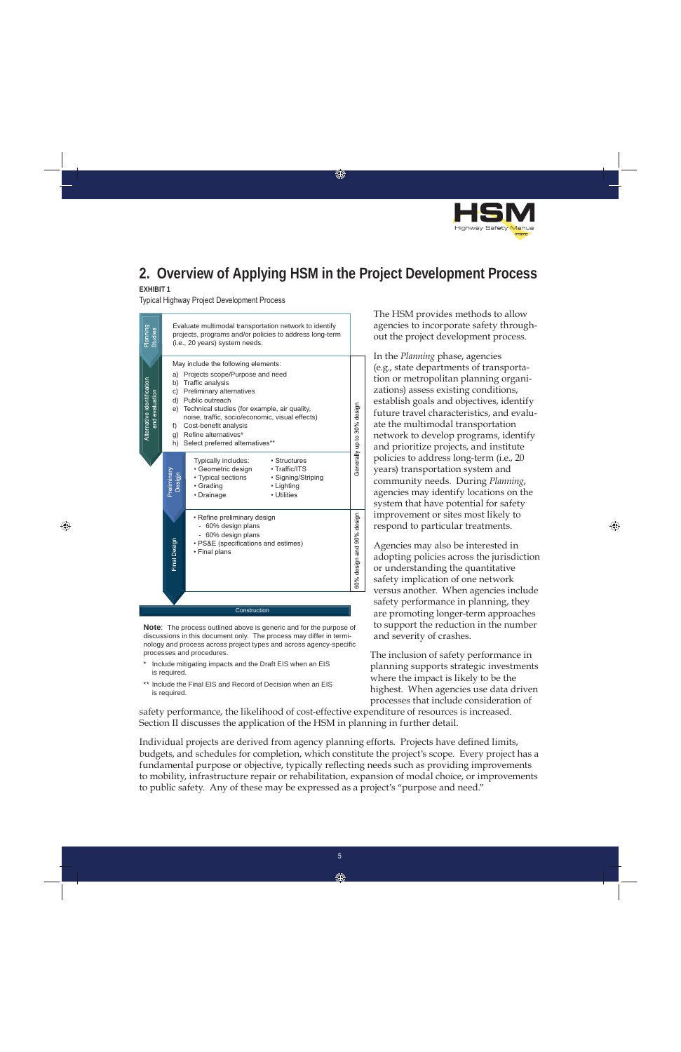## 2. Overview of Applying HSM in the Project Development Process

**EXHIBIT 1**

Typical Highway Project Development Process

Planning Studies

Evaluate multimodal transportation network to identify projects, programs and/or policies to address long-term (i.e., 20 years) system needs.

Alternative identification and evaluation

May include the following elements:

a) Projects scope/Purpose and need
b) Traffic analysis
c) Preliminary alternatives
d) Public outreach
e) Technical studies (for example, air quality, noise, traffic, socio/economic, visual effects)
f) Cost-benefit analysis
g) Refine alternatives*
h) Select preferred alternatives**

Preliminary Design

Typically includes:
- Geometric design
- Typical sections
- Grading
- Drainage
- Structures
- Traffic/ITS
- Signing/Striping
- Lighting
- Utilities

Generally up to 30% design

Final Design

- Refine preliminary design
  - 60% design plans
  - 60% design plans
- PS&E (specifications and estimes)
- Final plans

60% design and 90% design

Construction

**Note**: The process outlined above is generic and for the purpose of discussions in this document only. The process may differ in terminology and process across project types and across agency-specific processes and procedures.

\* Include mitigating impacts and the Draft EIS when an EIS is required.

\*\* Include the Final EIS and Record of Decision when an EIS is required.

The HSM provides methods to allow agencies to incorporate safety throughout the project development process.

In the *Planning* phase, agencies (e.g., state departments of transportation or metropolitan planning organizations) assess existing conditions, establish goals and objectives, identify future travel characteristics, and evaluate the multimodal transportation network to develop programs, identify and prioritize projects, and institute policies to address long-term (i.e., 20 years) transportation system and community needs. During *Planning*, agencies may identify locations on the system that have potential for safety improvement or sites most likely to respond to particular treatments.

Agencies may also be interested in adopting policies across the jurisdiction or understanding the quantitative safety implication of one network versus another. When agencies include safety performance in planning, they are promoting longer-term approaches to support the reduction in the number and severity of crashes.

The inclusion of safety performance in planning supports strategic investments where the impact is likely to be the highest. When agencies use data driven processes that include consideration of safety performance, the likelihood of cost-effective expenditure of resources is increased. Section II discusses the application of the HSM in planning in further detail.

Individual projects are derived from agency planning efforts. Projects have defined limits, budgets, and schedules for completion, which constitute the project's scope. Every project has a fundamental purpose or objective, typically reflecting needs such as providing improvements to mobility, infrastructure repair or rehabilitation, expansion of modal choice, or improvements to public safety. Any of these may be expressed as a project's "purpose and need."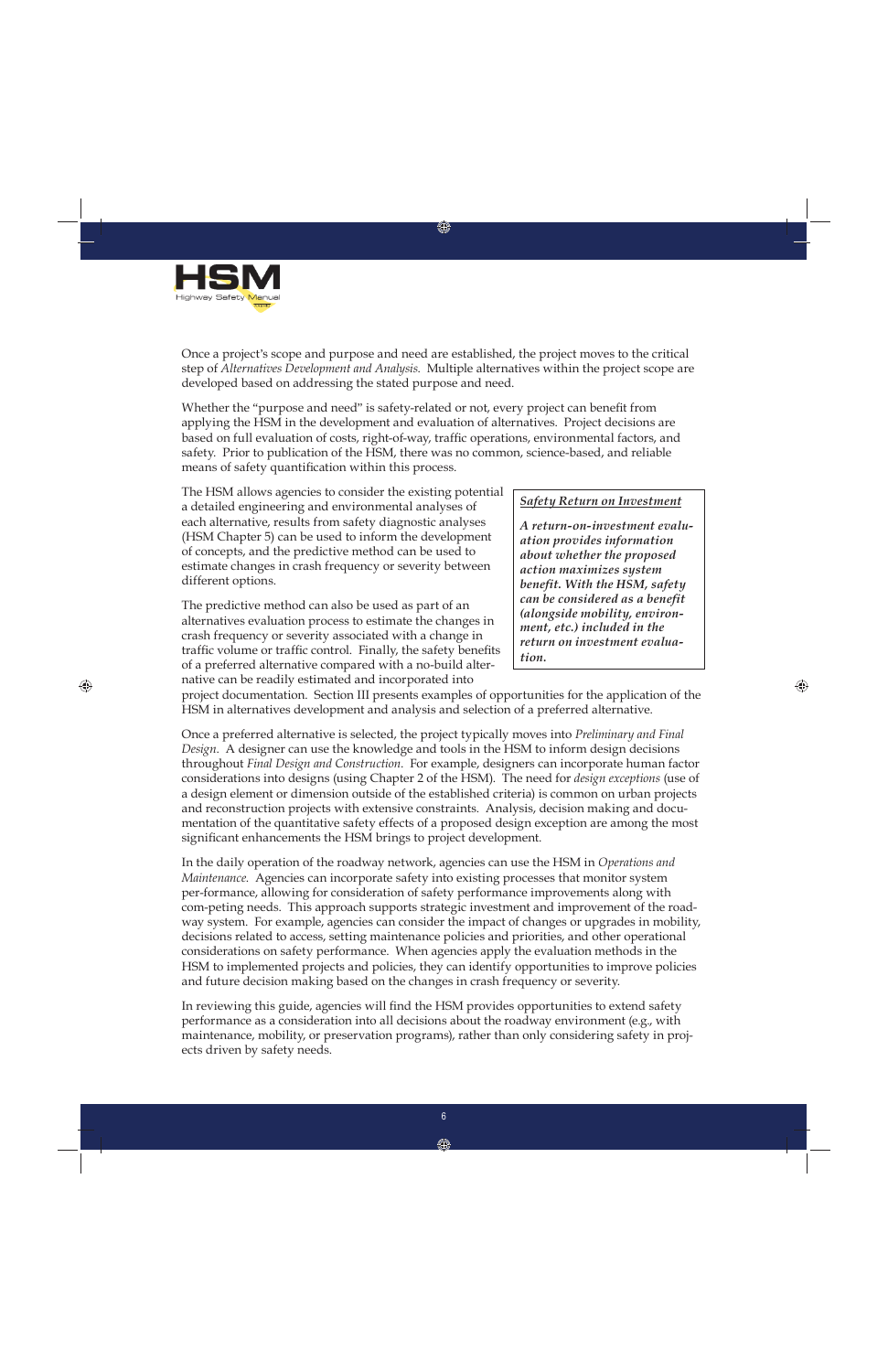Once a project's scope and purpose and need are established, the project moves to the critical step of *Alternatives Development and Analysis*. Multiple alternatives within the project scope are developed based on addressing the stated purpose and need.

Whether the "purpose and need" is safety-related or not, every project can benefit from applying the HSM in the development and evaluation of alternatives. Project decisions are based on full evaluation of costs, right-of-way, traffic operations, environmental factors, and safety. Prior to publication of the HSM, there was no common, science-based, and reliable means of safety quantification within this process.

The HSM allows agencies to consider the existing potential a detailed engineering and environmental analyses of each alternative, results from safety diagnostic analyses (HSM Chapter 5) can be used to inform the development of concepts, and the predictive method can be used to estimate changes in crash frequency or severity between different options.

> ***Safety Return on Investment***
>
> ***A return-on-investment evaluation provides information about whether the proposed action maximizes system benefit. With the HSM, safety can be considered as a benefit (alongside mobility, environment, etc.) included in the return on investment evaluation.***

The predictive method can also be used as part of an alternatives evaluation process to estimate the changes in crash frequency or severity associated with a change in traffic volume or traffic control. Finally, the safety benefits of a preferred alternative compared with a no-build alternative can be readily estimated and incorporated into project documentation. Section III presents examples of opportunities for the application of the HSM in alternatives development and analysis and selection of a preferred alternative.

Once a preferred alternative is selected, the project typically moves into *Preliminary and Final Design*. A designer can use the knowledge and tools in the HSM to inform design decisions throughout *Final Design and Construction*. For example, designers can incorporate human factor considerations into designs (using Chapter 2 of the HSM). The need for *design exceptions* (use of a design element or dimension outside of the established criteria) is common on urban projects and reconstruction projects with extensive constraints. Analysis, decision making and documentation of the quantitative safety effects of a proposed design exception are among the most significant enhancements the HSM brings to project development.

In the daily operation of the roadway network, agencies can use the HSM in *Operations and Maintenance*. Agencies can incorporate safety into existing processes that monitor system per-formance, allowing for consideration of safety performance improvements along with com-peting needs. This approach supports strategic investment and improvement of the roadway system. For example, agencies can consider the impact of changes or upgrades in mobility, decisions related to access, setting maintenance policies and priorities, and other operational considerations on safety performance. When agencies apply the evaluation methods in the HSM to implemented projects and policies, they can identify opportunities to improve policies and future decision making based on the changes in crash frequency or severity.

In reviewing this guide, agencies will find the HSM provides opportunities to extend safety performance as a consideration into all decisions about the roadway environment (e.g., with maintenance, mobility, or preservation programs), rather than only considering safety in projects driven by safety needs.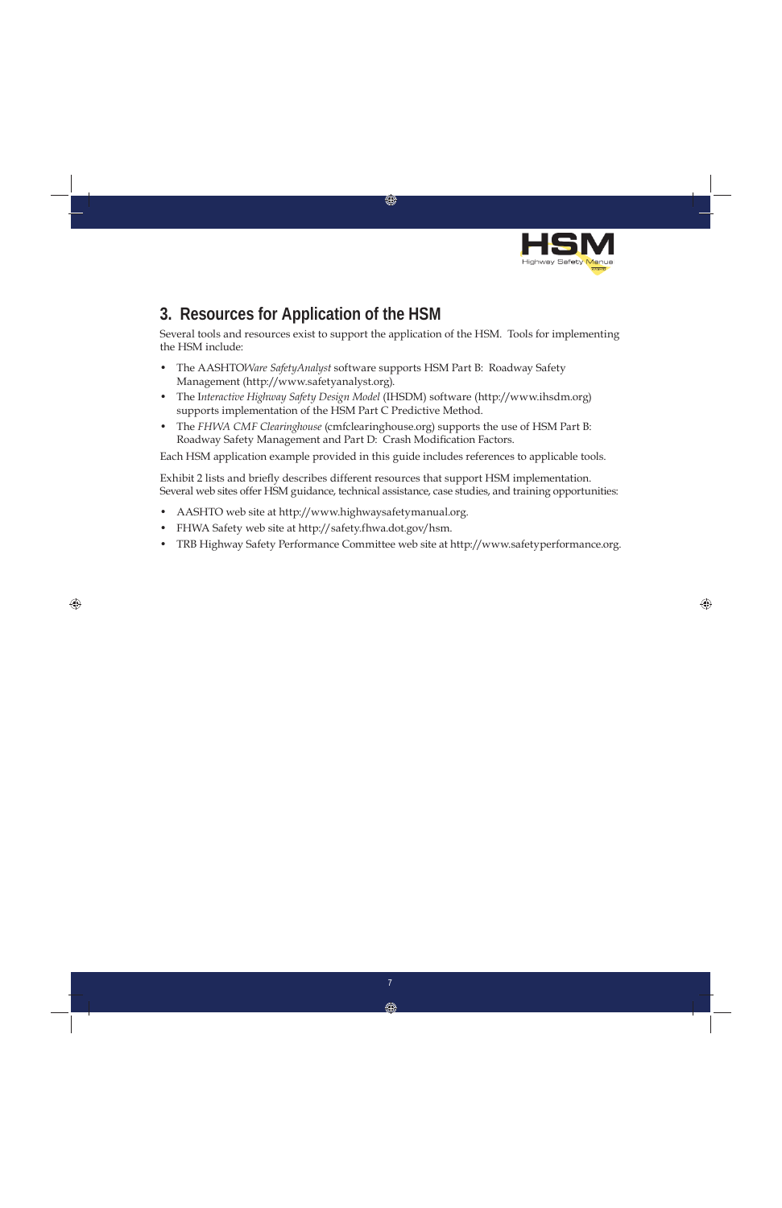## 3. Resources for Application of the HSM

Several tools and resources exist to support the application of the HSM. Tools for implementing the HSM include:

- The AASHTO*Ware SafetyAnalyst* software supports HSM Part B: Roadway Safety Management (http://www.safetyanalyst.org).
- The I*nteractive Highway Safety Design Model* (IHSDM) software (http://www.ihsdm.org) supports implementation of the HSM Part C Predictive Method.
- The *FHWA CMF Clearinghouse* (cmfclearinghouse.org) supports the use of HSM Part B: Roadway Safety Management and Part D: Crash Modification Factors.

Each HSM application example provided in this guide includes references to applicable tools.

Exhibit 2 lists and briefly describes different resources that support HSM implementation. Several web sites offer HSM guidance, technical assistance, case studies, and training opportunities:

- AASHTO web site at http://www.highwaysafetymanual.org.
- FHWA Safety web site at http://safety.fhwa.dot.gov/hsm.
- TRB Highway Safety Performance Committee web site at http://www.safetyperformance.org.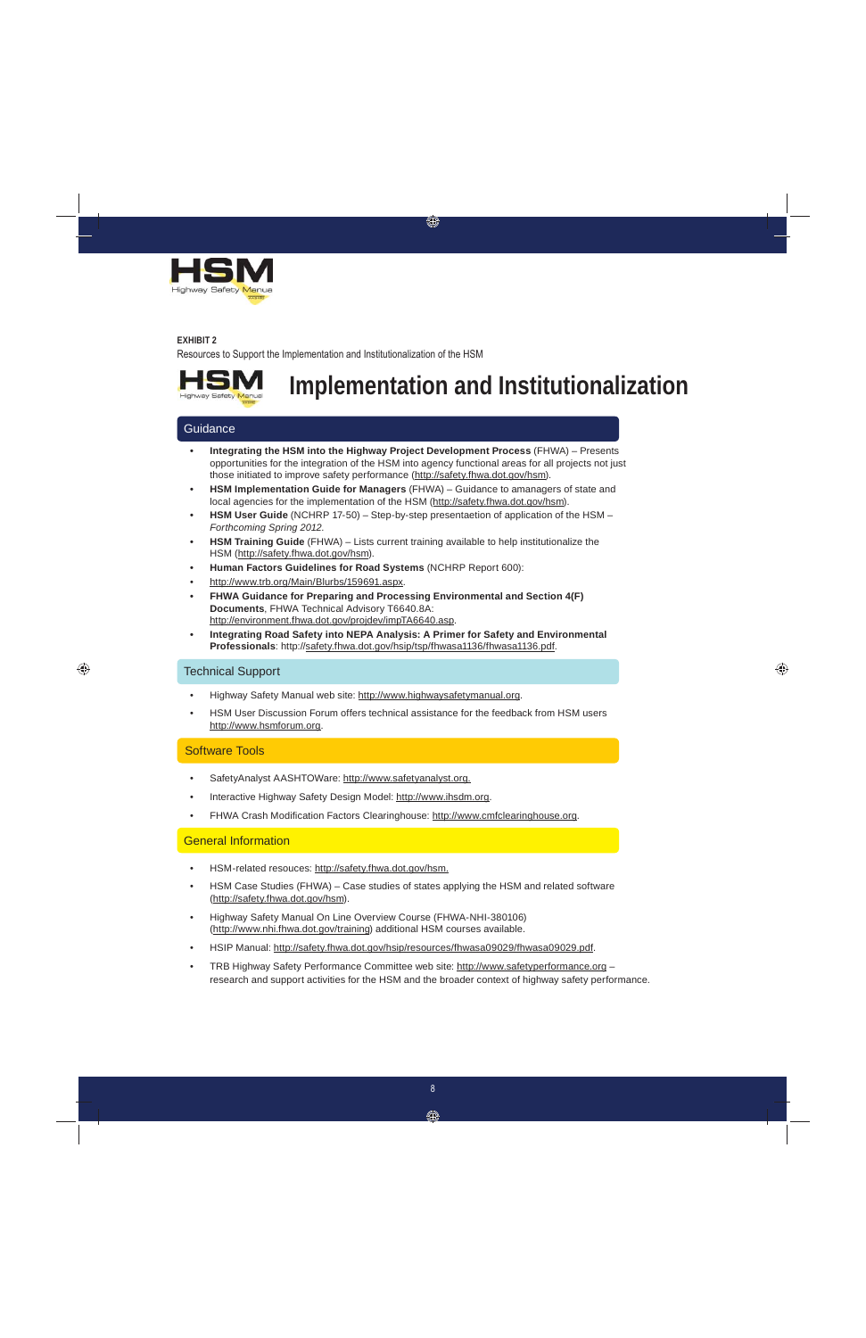**EXHIBIT 2**

Resources to Support the Implementation and Institutionalization of the HSM

# Implementation and Institutionalization

## Guidance

- **Integrating the HSM into the Highway Project Development Process** (FHWA) – Presents opportunities for the integration of the HSM into agency functional areas for all projects not just those initiated to improve safety performance (http://safety.fhwa.dot.gov/hsm).
- **HSM Implementation Guide for Managers** (FHWA) – Guidance to amanagers of state and local agencies for the implementation of the HSM (http://safety.fhwa.dot.gov/hsm).
- **HSM User Guide** (NCHRP 17-50) – Step-by-step presentaetion of application of the HSM – *Forthcoming Spring 2012.*
- **HSM Training Guide** (FHWA) – Lists current training available to help institutionalize the HSM (http://safety.fhwa.dot.gov/hsm).
- **Human Factors Guidelines for Road Systems** (NCHRP Report 600):
- http://www.trb.org/Main/Blurbs/159691.aspx.
- **FHWA Guidance for Preparing and Processing Environmental and Section 4(F) Documents**, FHWA Technical Advisory T6640.8A: http://environment.fhwa.dot.gov/projdev/impTA6640.asp.
- **Integrating Road Safety into NEPA Analysis: A Primer for Safety and Environmental Professionals**: http://safety.fhwa.dot.gov/hsip/tsp/fhwasa1136/fhwasa1136.pdf.

## Technical Support

- Highway Safety Manual web site: http://www.highwaysafetymanual.org.
- HSM User Discussion Forum offers technical assistance for the feedback from HSM users http://www.hsmforum.org.

## Software Tools

- SafetyAnalyst AASHTOWare: http://www.safetyanalyst.org.
- Interactive Highway Safety Design Model: http://www.ihsdm.org.
- FHWA Crash Modification Factors Clearinghouse: http://www.cmfclearinghouse.org.

## General Information

- HSM-related resouces: http://safety.fhwa.dot.gov/hsm.
- HSM Case Studies (FHWA) – Case studies of states applying the HSM and related software (http://safety.fhwa.dot.gov/hsm).
- Highway Safety Manual On Line Overview Course (FHWA-NHI-380106) (http://www.nhi.fhwa.dot.gov/training) additional HSM courses available.
- HSIP Manual: http://safety.fhwa.dot.gov/hsip/resources/fhwasa09029/fhwasa09029.pdf.
- TRB Highway Safety Performance Committee web site: http://www.safetyperformance.org – research and support activities for the HSM and the broader context of highway safety performance.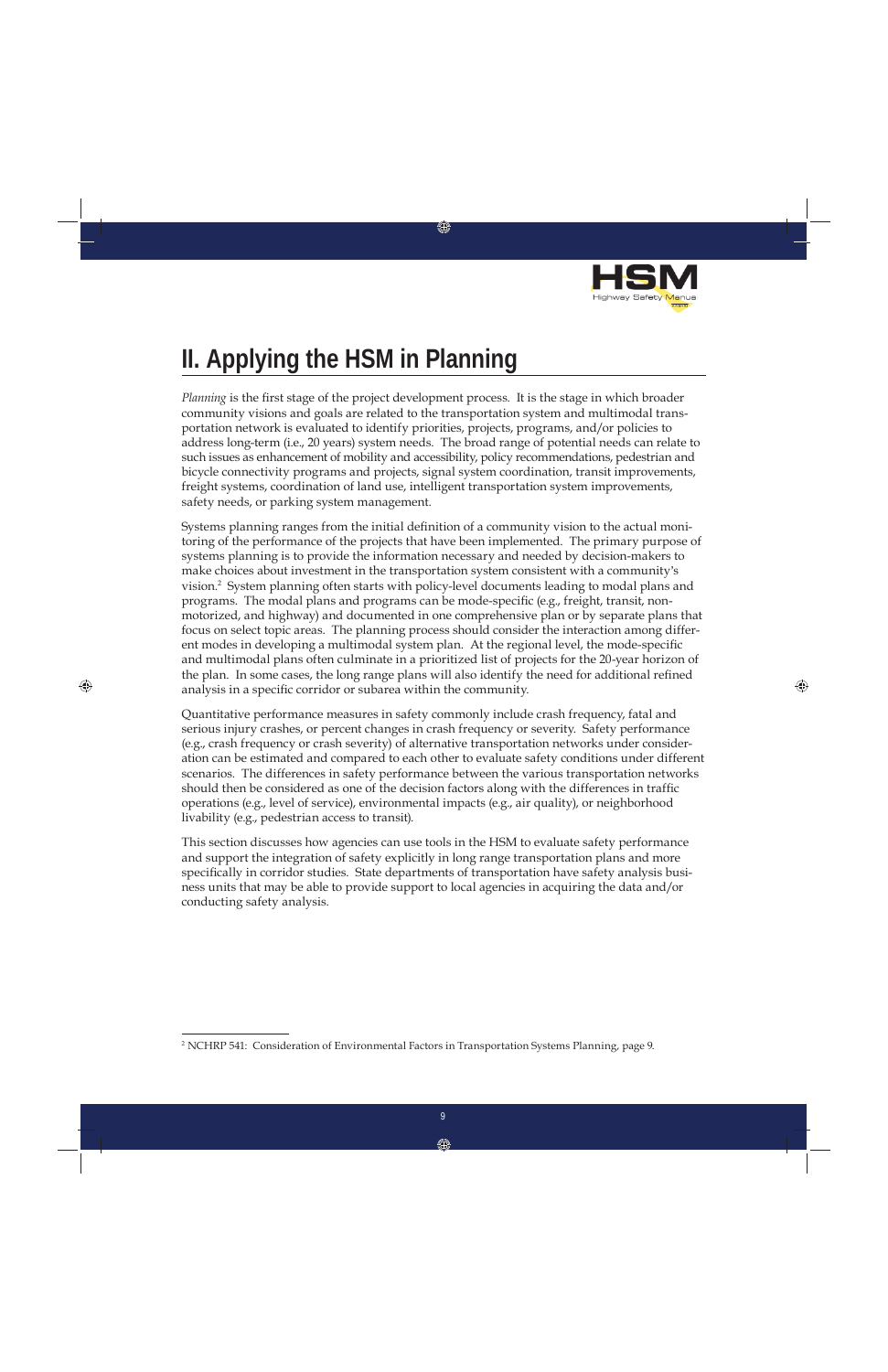# II. Applying the HSM in Planning

*Planning* is the first stage of the project development process. It is the stage in which broader community visions and goals are related to the transportation system and multimodal transportation network is evaluated to identify priorities, projects, programs, and/or policies to address long-term (i.e., 20 years) system needs. The broad range of potential needs can relate to such issues as enhancement of mobility and accessibility, policy recommendations, pedestrian and bicycle connectivity programs and projects, signal system coordination, transit improvements, freight systems, coordination of land use, intelligent transportation system improvements, safety needs, or parking system management.

Systems planning ranges from the initial definition of a community vision to the actual monitoring of the performance of the projects that have been implemented. The primary purpose of systems planning is to provide the information necessary and needed by decision-makers to make choices about investment in the transportation system consistent with a community's vision.[2] System planning often starts with policy-level documents leading to modal plans and programs. The modal plans and programs can be mode-specific (e.g., freight, transit, non-motorized, and highway) and documented in one comprehensive plan or by separate plans that focus on select topic areas. The planning process should consider the interaction among different modes in developing a multimodal system plan. At the regional level, the mode-specific and multimodal plans often culminate in a prioritized list of projects for the 20-year horizon of the plan. In some cases, the long range plans will also identify the need for additional refined analysis in a specific corridor or subarea within the community.

Quantitative performance measures in safety commonly include crash frequency, fatal and serious injury crashes, or percent changes in crash frequency or severity. Safety performance (e.g., crash frequency or crash severity) of alternative transportation networks under consideration can be estimated and compared to each other to evaluate safety conditions under different scenarios. The differences in safety performance between the various transportation networks should then be considered as one of the decision factors along with the differences in traffic operations (e.g., level of service), environmental impacts (e.g., air quality), or neighborhood livability (e.g., pedestrian access to transit).

This section discusses how agencies can use tools in the HSM to evaluate safety performance and support the integration of safety explicitly in long range transportation plans and more specifically in corridor studies. State departments of transportation have safety analysis business units that may be able to provide support to local agencies in acquiring the data and/or conducting safety analysis.

[2] NCHRP 541: Consideration of Environmental Factors in Transportation Systems Planning, page 9.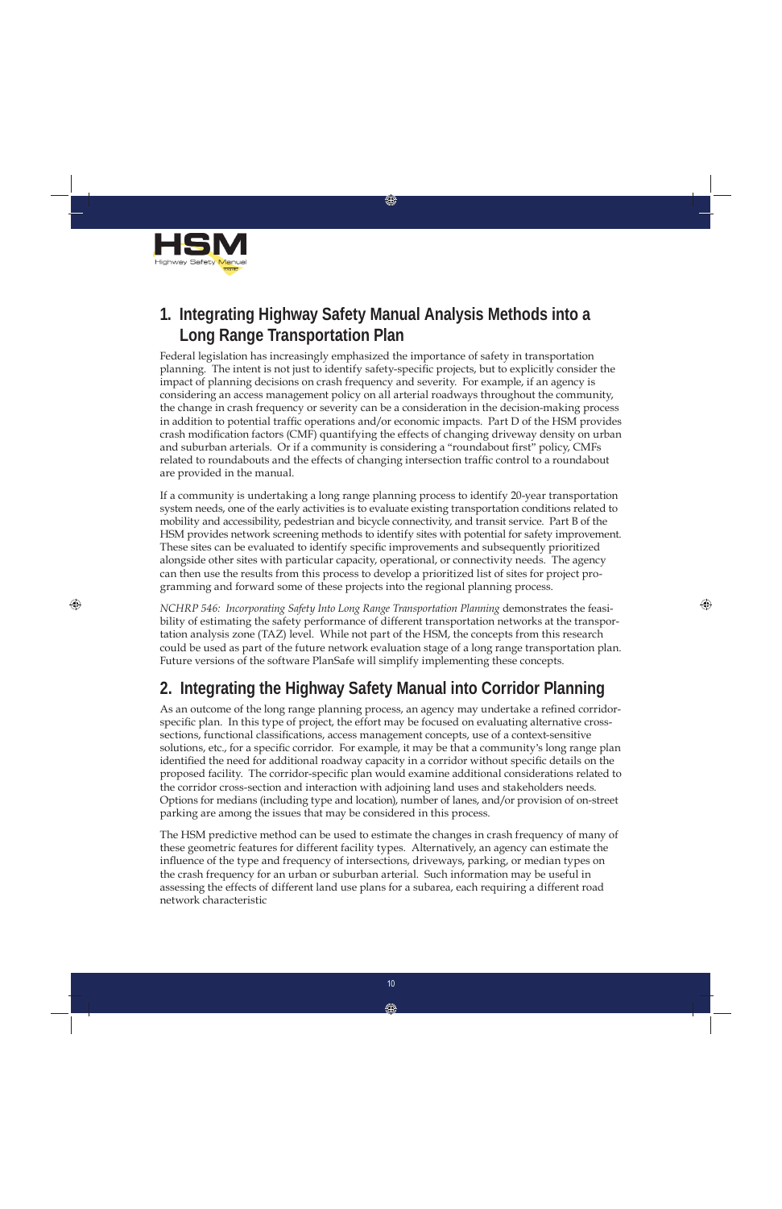## 1. Integrating Highway Safety Manual Analysis Methods into a Long Range Transportation Plan

Federal legislation has increasingly emphasized the importance of safety in transportation planning. The intent is not just to identify safety-specific projects, but to explicitly consider the impact of planning decisions on crash frequency and severity. For example, if an agency is considering an access management policy on all arterial roadways throughout the community, the change in crash frequency or severity can be a consideration in the decision-making process in addition to potential traffic operations and/or economic impacts. Part D of the HSM provides crash modification factors (CMF) quantifying the effects of changing driveway density on urban and suburban arterials. Or if a community is considering a "roundabout first" policy, CMFs related to roundabouts and the effects of changing intersection traffic control to a roundabout are provided in the manual.

If a community is undertaking a long range planning process to identify 20-year transportation system needs, one of the early activities is to evaluate existing transportation conditions related to mobility and accessibility, pedestrian and bicycle connectivity, and transit service. Part B of the HSM provides network screening methods to identify sites with potential for safety improvement. These sites can be evaluated to identify specific improvements and subsequently prioritized alongside other sites with particular capacity, operational, or connectivity needs. The agency can then use the results from this process to develop a prioritized list of sites for project programming and forward some of these projects into the regional planning process.

*NCHRP 546: Incorporating Safety Into Long Range Transportation Planning* demonstrates the feasibility of estimating the safety performance of different transportation networks at the transportation analysis zone (TAZ) level. While not part of the HSM, the concepts from this research could be used as part of the future network evaluation stage of a long range transportation plan. Future versions of the software PlanSafe will simplify implementing these concepts.

## 2. Integrating the Highway Safety Manual into Corridor Planning

As an outcome of the long range planning process, an agency may undertake a refined corridor-specific plan. In this type of project, the effort may be focused on evaluating alternative cross-sections, functional classifications, access management concepts, use of a context-sensitive solutions, etc., for a specific corridor. For example, it may be that a community's long range plan identified the need for additional roadway capacity in a corridor without specific details on the proposed facility. The corridor-specific plan would examine additional considerations related to the corridor cross-section and interaction with adjoining land uses and stakeholders needs. Options for medians (including type and location), number of lanes, and/or provision of on-street parking are among the issues that may be considered in this process.

The HSM predictive method can be used to estimate the changes in crash frequency of many of these geometric features for different facility types. Alternatively, an agency can estimate the influence of the type and frequency of intersections, driveways, parking, or median types on the crash frequency for an urban or suburban arterial. Such information may be useful in assessing the effects of different land use plans for a subarea, each requiring a different road network characteristic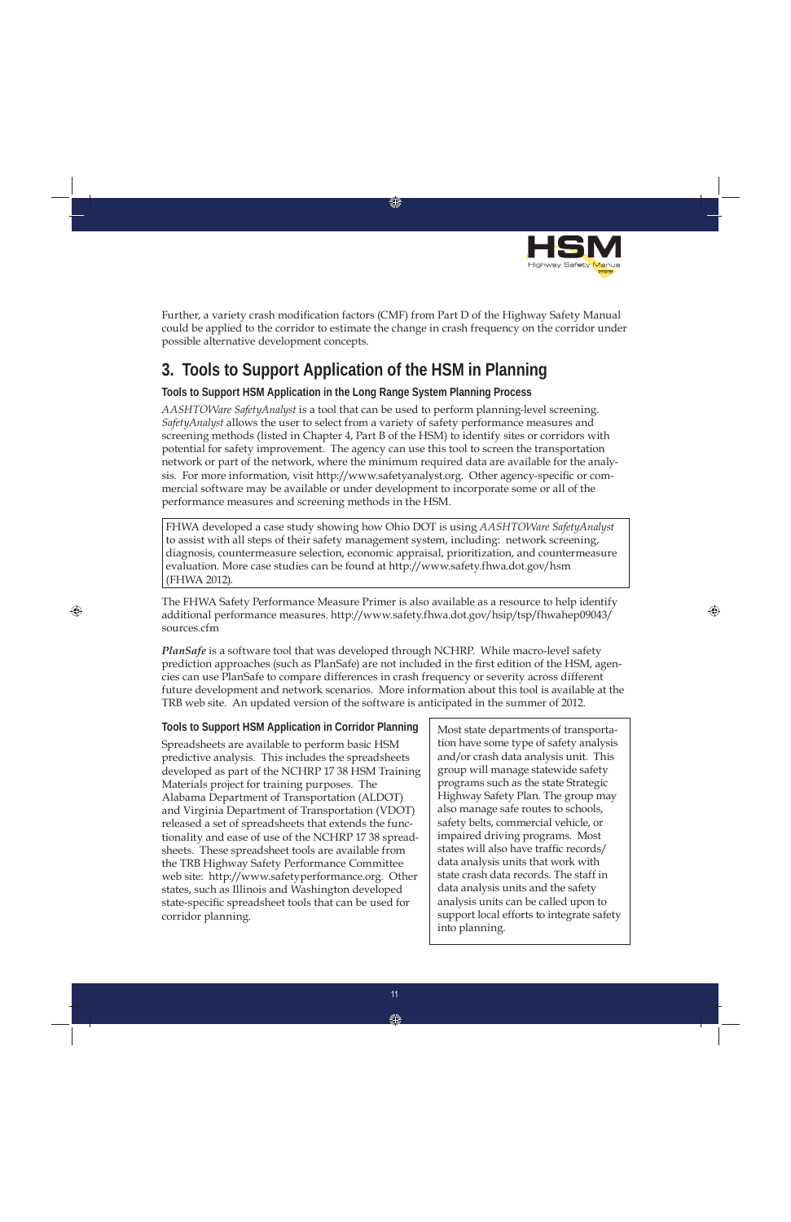Further, a variety crash modification factors (CMF) from Part D of the Highway Safety Manual could be applied to the corridor to estimate the change in crash frequency on the corridor under possible alternative development concepts.

## 3. Tools to Support Application of the HSM in Planning

### Tools to Support HSM Application in the Long Range System Planning Process

*AASHTOWare SafetyAnalyst* is a tool that can be used to perform planning-level screening. *SafetyAnalyst* allows the user to select from a variety of safety performance measures and screening methods (listed in Chapter 4, Part B of the HSM) to identify sites or corridors with potential for safety improvement. The agency can use this tool to screen the transportation network or part of the network, where the minimum required data are available for the analysis. For more information, visit http://www.safetyanalyst.org. Other agency-specific or commercial software may be available or under development to incorporate some or all of the performance measures and screening methods in the HSM.

> FHWA developed a case study showing how Ohio DOT is using *AASHTOWare SafetyAnalyst* to assist with all steps of their safety management system, including: network screening, diagnosis, countermeasure selection, economic appraisal, prioritization, and countermeasure evaluation. More case studies can be found at http://www.safety.fhwa.dot.gov/hsm (FHWA 2012).

The FHWA Safety Performance Measure Primer is also available as a resource to help identify additional performance measures. http://www.safety.fhwa.dot.gov/hsip/tsp/fhwahep09043/sources.cfm

***PlanSafe*** is a software tool that was developed through NCHRP. While macro-level safety prediction approaches (such as PlanSafe) are not included in the first edition of the HSM, agencies can use PlanSafe to compare differences in crash frequency or severity across different future development and network scenarios. More information about this tool is available at the TRB web site. An updated version of the software is anticipated in the summer of 2012.

### Tools to Support HSM Application in Corridor Planning

Spreadsheets are available to perform basic HSM predictive analysis. This includes the spreadsheets developed as part of the NCHRP 17 38 HSM Training Materials project for training purposes. The Alabama Department of Transportation (ALDOT) and Virginia Department of Transportation (VDOT) released a set of spreadsheets that extends the functionality and ease of use of the NCHRP 17 38 spreadsheets. These spreadsheet tools are available from the TRB Highway Safety Performance Committee web site: http://www.safetyperformance.org. Other states, such as Illinois and Washington developed state-specific spreadsheet tools that can be used for corridor planning.

> Most state departments of transportation have some type of safety analysis and/or crash data analysis unit. This group will manage statewide safety programs such as the state Strategic Highway Safety Plan. The group may also manage safe routes to schools, safety belts, commercial vehicle, or impaired driving programs. Most states will also have traffic records/data analysis units that work with state crash data records. The staff in data analysis units and the safety analysis units can be called upon to support local efforts to integrate safety into planning.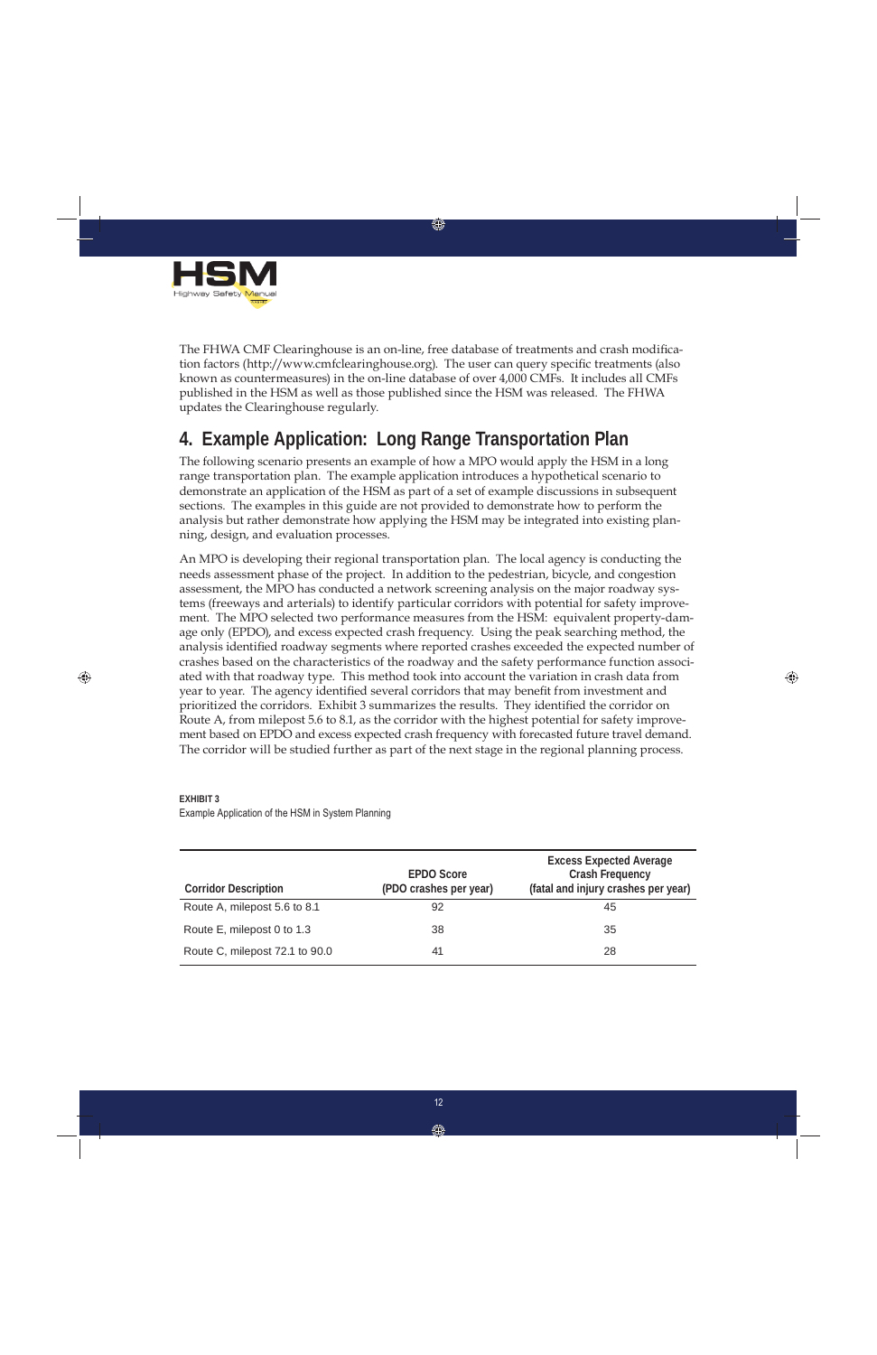The FHWA CMF Clearinghouse is an on-line, free database of treatments and crash modification factors (http://www.cmfclearinghouse.org). The user can query specific treatments (also known as countermeasures) in the on-line database of over 4,000 CMFs. It includes all CMFs published in the HSM as well as those published since the HSM was released. The FHWA updates the Clearinghouse regularly.

## 4. Example Application: Long Range Transportation Plan

The following scenario presents an example of how a MPO would apply the HSM in a long range transportation plan. The example application introduces a hypothetical scenario to demonstrate an application of the HSM as part of a set of example discussions in subsequent sections. The examples in this guide are not provided to demonstrate how to perform the analysis but rather demonstrate how applying the HSM may be integrated into existing planning, design, and evaluation processes.

An MPO is developing their regional transportation plan. The local agency is conducting the needs assessment phase of the project. In addition to the pedestrian, bicycle, and congestion assessment, the MPO has conducted a network screening analysis on the major roadway systems (freeways and arterials) to identify particular corridors with potential for safety improvement. The MPO selected two performance measures from the HSM: equivalent property-damage only (EPDO), and excess expected crash frequency. Using the peak searching method, the analysis identified roadway segments where reported crashes exceeded the expected number of crashes based on the characteristics of the roadway and the safety performance function associated with that roadway type. This method took into account the variation in crash data from year to year. The agency identified several corridors that may benefit from investment and prioritized the corridors. Exhibit 3 summarizes the results. They identified the corridor on Route A, from milepost 5.6 to 8.1, as the corridor with the highest potential for safety improvement based on EPDO and excess expected crash frequency with forecasted future travel demand. The corridor will be studied further as part of the next stage in the regional planning process.

**EXHIBIT 3**
Example Application of the HSM in System Planning

| Corridor Description | EPDO Score (PDO crashes per year) | Excess Expected Average Crash Frequency (fatal and injury crashes per year) |
|---|---|---|
| Route A, milepost 5.6 to 8.1 | 92 | 45 |
| Route E, milepost 0 to 1.3 | 38 | 35 |
| Route C, milepost 72.1 to 90.0 | 41 | 28 |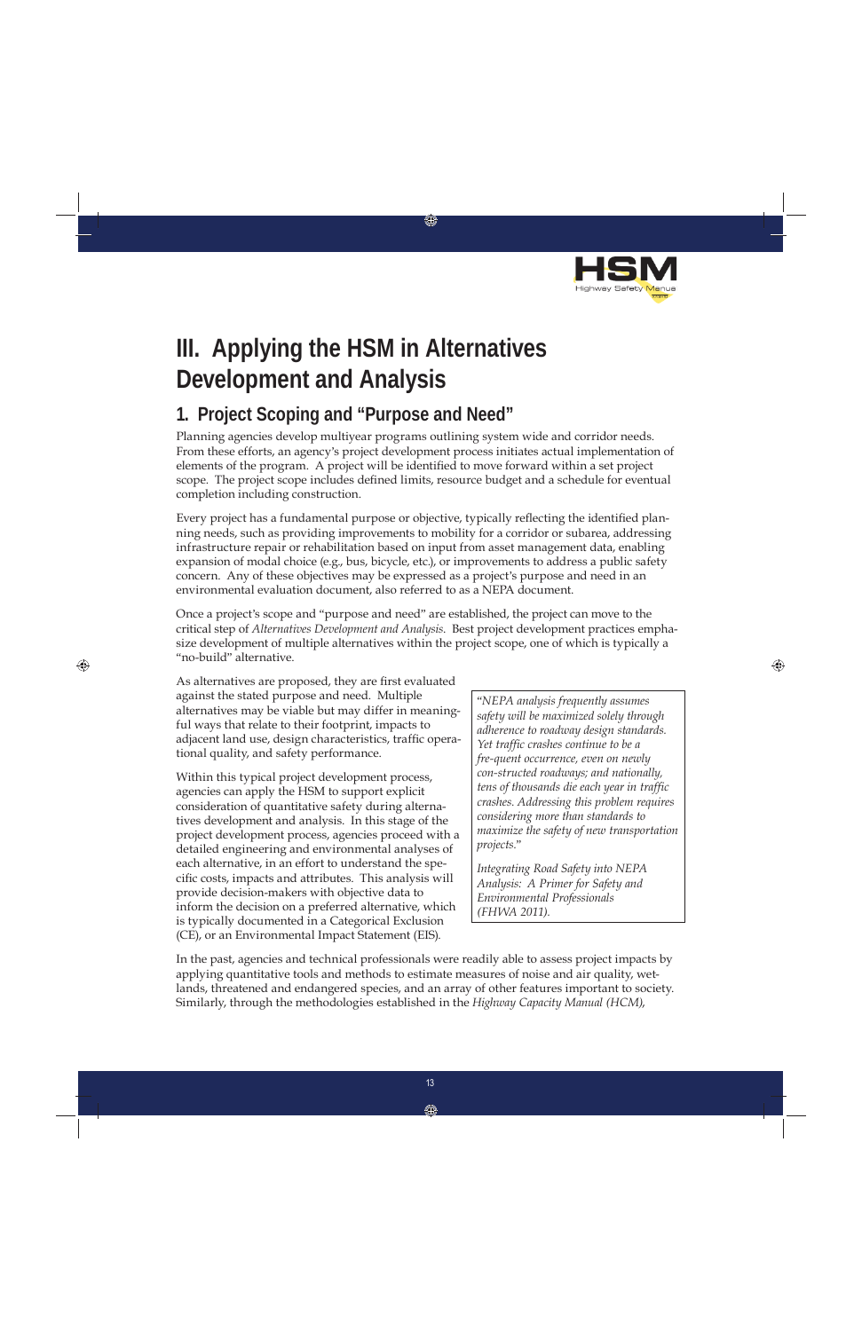# III. Applying the HSM in Alternatives Development and Analysis

## 1. Project Scoping and "Purpose and Need"

Planning agencies develop multiyear programs outlining system wide and corridor needs. From these efforts, an agency's project development process initiates actual implementation of elements of the program. A project will be identified to move forward within a set project scope. The project scope includes defined limits, resource budget and a schedule for eventual completion including construction.

Every project has a fundamental purpose or objective, typically reflecting the identified planning needs, such as providing improvements to mobility for a corridor or subarea, addressing infrastructure repair or rehabilitation based on input from asset management data, enabling expansion of modal choice (e.g., bus, bicycle, etc.), or improvements to address a public safety concern. Any of these objectives may be expressed as a project's purpose and need in an environmental evaluation document, also referred to as a NEPA document.

Once a project's scope and "purpose and need" are established, the project can move to the critical step of *Alternatives Development and Analysis*. Best project development practices emphasize development of multiple alternatives within the project scope, one of which is typically a "no-build" alternative.

As alternatives are proposed, they are first evaluated against the stated purpose and need. Multiple alternatives may be viable but may differ in meaningful ways that relate to their footprint, impacts to adjacent land use, design characteristics, traffic operational quality, and safety performance.

Within this typical project development process, agencies can apply the HSM to support explicit consideration of quantitative safety during alternatives development and analysis. In this stage of the project development process, agencies proceed with a detailed engineering and environmental analyses of each alternative, in an effort to understand the specific costs, impacts and attributes. This analysis will provide decision-makers with objective data to inform the decision on a preferred alternative, which is typically documented in a Categorical Exclusion (CE), or an Environmental Impact Statement (EIS).

> *"NEPA analysis frequently assumes safety will be maximized solely through adherence to roadway design standards. Yet traffic crashes continue to be a frequent occurrence, even on newly constructed roadways; and nationally, tens of thousands die each year in traffic crashes. Addressing this problem requires considering more than standards to maximize the safety of new transportation projects."*
>
> *Integrating Road Safety into NEPA Analysis: A Primer for Safety and Environmental Professionals (FHWA 2011).*

In the past, agencies and technical professionals were readily able to assess project impacts by applying quantitative tools and methods to estimate measures of noise and air quality, wetlands, threatened and endangered species, and an array of other features important to society. Similarly, through the methodologies established in the *Highway Capacity Manual (HCM)*,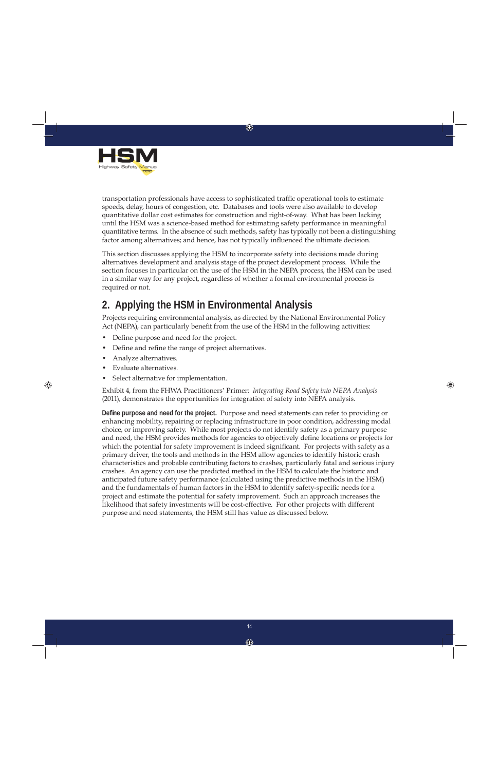transportation professionals have access to sophisticated traffic operational tools to estimate speeds, delay, hours of congestion, etc. Databases and tools were also available to develop quantitative dollar cost estimates for construction and right-of-way. What has been lacking until the HSM was a science-based method for estimating safety performance in meaningful quantitative terms. In the absence of such methods, safety has typically not been a distinguishing factor among alternatives; and hence, has not typically influenced the ultimate decision.

This section discusses applying the HSM to incorporate safety into decisions made during alternatives development and analysis stage of the project development process. While the section focuses in particular on the use of the HSM in the NEPA process, the HSM can be used in a similar way for any project, regardless of whether a formal environmental process is required or not.

## 2. Applying the HSM in Environmental Analysis

Projects requiring environmental analysis, as directed by the National Environmental Policy Act (NEPA), can particularly benefit from the use of the HSM in the following activities:

- Define purpose and need for the project.
- Define and refine the range of project alternatives.
- Analyze alternatives.
- Evaluate alternatives.
- Select alternative for implementation.

Exhibit 4, from the FHWA Practitioners' Primer: *Integrating Road Safety into NEPA Analysis* (2011), demonstrates the opportunities for integration of safety into NEPA analysis.

**Define purpose and need for the project.** Purpose and need statements can refer to providing or enhancing mobility, repairing or replacing infrastructure in poor condition, addressing modal choice, or improving safety. While most projects do not identify safety as a primary purpose and need, the HSM provides methods for agencies to objectively define locations or projects for which the potential for safety improvement is indeed significant. For projects with safety as a primary driver, the tools and methods in the HSM allow agencies to identify historic crash characteristics and probable contributing factors to crashes, particularly fatal and serious injury crashes. An agency can use the predicted method in the HSM to calculate the historic and anticipated future safety performance (calculated using the predictive methods in the HSM) and the fundamentals of human factors in the HSM to identify safety-specific needs for a project and estimate the potential for safety improvement. Such an approach increases the likelihood that safety investments will be cost-effective. For other projects with different purpose and need statements, the HSM still has value as discussed below.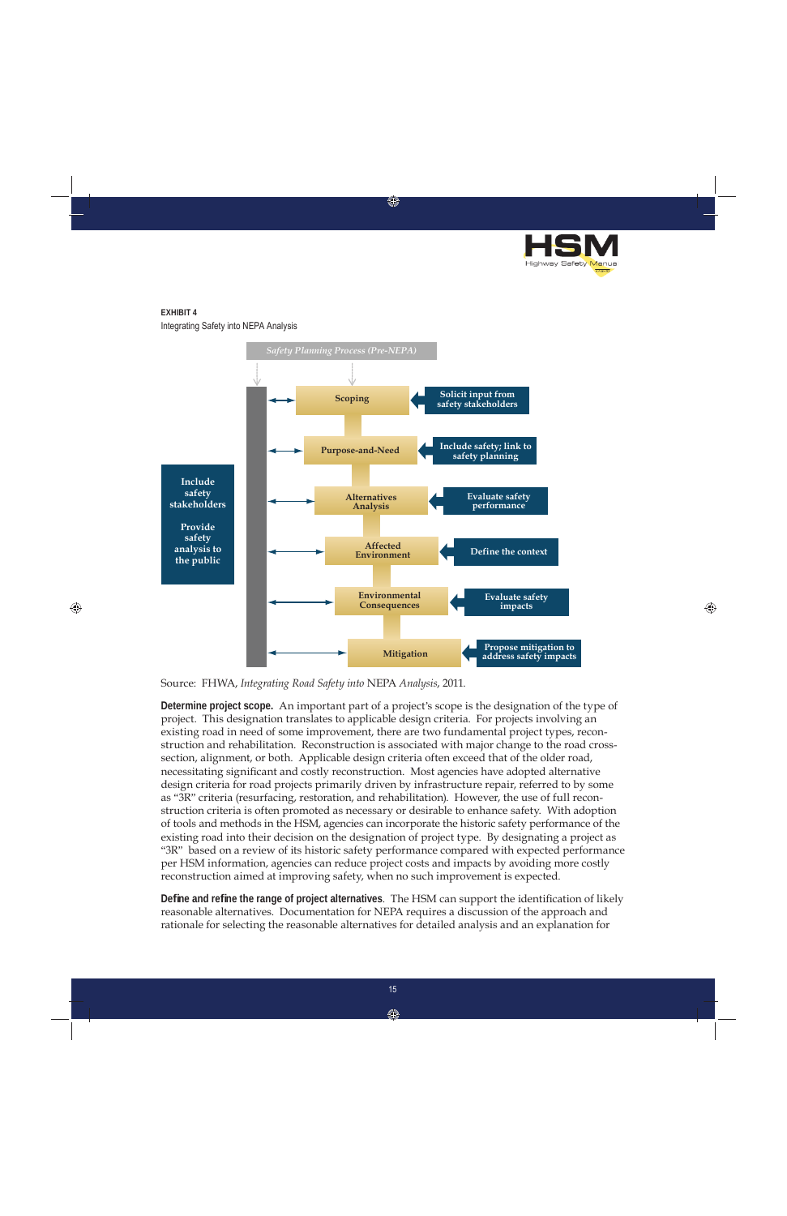**EXHIBIT 4**

Integrating Safety into NEPA Analysis

*Safety Planning Process (Pre-NEPA)*

Scoping — Solicit input from safety stakeholders

Purpose-and-Need — Include safety; link to safety planning

Alternatives Analysis — Evaluate safety performance

Affected Environment — Define the context

Environmental Consequences — Evaluate safety impacts

Mitigation — Propose mitigation to address safety impacts

Include safety stakeholders

Provide safety analysis to the public

Source: FHWA, *Integrating Road Safety into* NEPA *Analysis*, 2011.

**Determine project scope.** An important part of a project's scope is the designation of the type of project. This designation translates to applicable design criteria. For projects involving an existing road in need of some improvement, there are two fundamental project types, reconstruction and rehabilitation. Reconstruction is associated with major change to the road cross-section, alignment, or both. Applicable design criteria often exceed that of the older road, necessitating significant and costly reconstruction. Most agencies have adopted alternative design criteria for road projects primarily driven by infrastructure repair, referred to by some as "3R" criteria (resurfacing, restoration, and rehabilitation). However, the use of full reconstruction criteria is often promoted as necessary or desirable to enhance safety. With adoption of tools and methods in the HSM, agencies can incorporate the historic safety performance of the existing road into their decision on the designation of project type. By designating a project as "3R" based on a review of its historic safety performance compared with expected performance per HSM information, agencies can reduce project costs and impacts by avoiding more costly reconstruction aimed at improving safety, when no such improvement is expected.

**Define and refine the range of project alternatives**. The HSM can support the identification of likely reasonable alternatives. Documentation for NEPA requires a discussion of the approach and rationale for selecting the reasonable alternatives for detailed analysis and an explanation for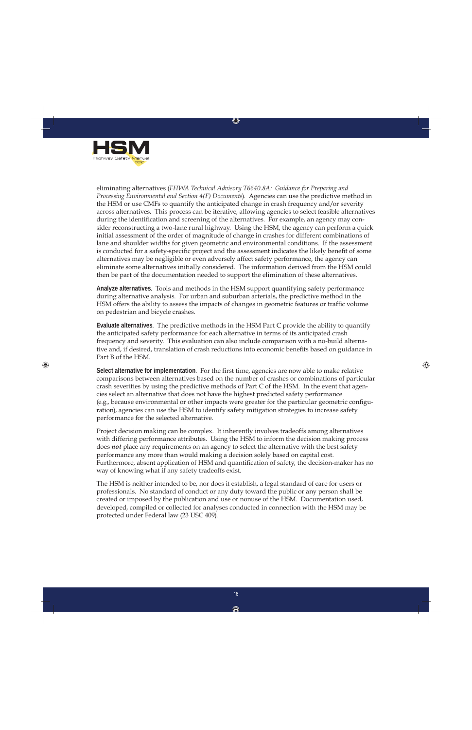eliminating alternatives (*FHWA Technical Advisory T6640.8A: Guidance for Preparing and Processing Environmental and Section 4(F) Documents*). Agencies can use the predictive method in the HSM or use CMFs to quantify the anticipated change in crash frequency and/or severity across alternatives. This process can be iterative, allowing agencies to select feasible alternatives during the identification and screening of the alternatives. For example, an agency may consider reconstructing a two-lane rural highway. Using the HSM, the agency can perform a quick initial assessment of the order of magnitude of change in crashes for different combinations of lane and shoulder widths for given geometric and environmental conditions. If the assessment is conducted for a safety-specific project and the assessment indicates the likely benefit of some alternatives may be negligible or even adversely affect safety performance, the agency can eliminate some alternatives initially considered. The information derived from the HSM could then be part of the documentation needed to support the elimination of these alternatives.

**Analyze alternatives**. Tools and methods in the HSM support quantifying safety performance during alternative analysis. For urban and suburban arterials, the predictive method in the HSM offers the ability to assess the impacts of changes in geometric features or traffic volume on pedestrian and bicycle crashes.

**Evaluate alternatives**. The predictive methods in the HSM Part C provide the ability to quantify the anticipated safety performance for each alternative in terms of its anticipated crash frequency and severity. This evaluation can also include comparison with a no-build alternative and, if desired, translation of crash reductions into economic benefits based on guidance in Part B of the HSM.

**Select alternative for implementation**. For the first time, agencies are now able to make relative comparisons between alternatives based on the number of crashes or combinations of particular crash severities by using the predictive methods of Part C of the HSM. In the event that agencies select an alternative that does not have the highest predicted safety performance (e.g., because environmental or other impacts were greater for the particular geometric configuration), agencies can use the HSM to identify safety mitigation strategies to increase safety performance for the selected alternative.

Project decision making can be complex. It inherently involves tradeoffs among alternatives with differing performance attributes. Using the HSM to inform the decision making process does ***not*** place any requirements on an agency to select the alternative with the best safety performance any more than would making a decision solely based on capital cost. Furthermore, absent application of HSM and quantification of safety, the decision-maker has no way of knowing what if any safety tradeoffs exist.

The HSM is neither intended to be, nor does it establish, a legal standard of care for users or professionals. No standard of conduct or any duty toward the public or any person shall be created or imposed by the publication and use or nonuse of the HSM. Documentation used, developed, compiled or collected for analyses conducted in connection with the HSM may be protected under Federal law (23 USC 409).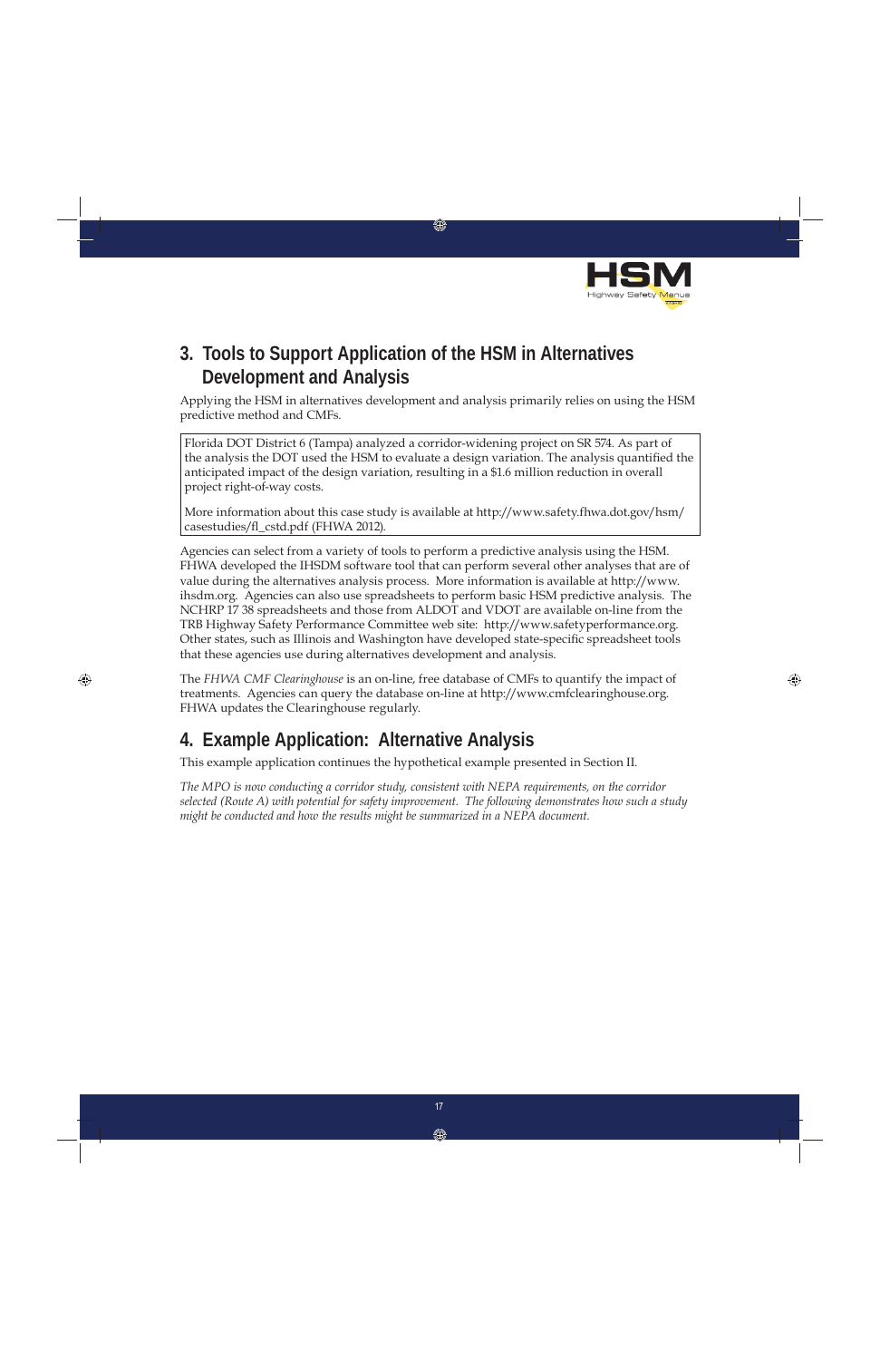## 3. Tools to Support Application of the HSM in Alternatives Development and Analysis

Applying the HSM in alternatives development and analysis primarily relies on using the HSM predictive method and CMFs.

> Florida DOT District 6 (Tampa) analyzed a corridor-widening project on SR 574. As part of the analysis the DOT used the HSM to evaluate a design variation. The analysis quantified the anticipated impact of the design variation, resulting in a $1.6 million reduction in overall project right-of-way costs.
>
> More information about this case study is available at http://www.safety.fhwa.dot.gov/hsm/casestudies/fl_cstd.pdf (FHWA 2012).

Agencies can select from a variety of tools to perform a predictive analysis using the HSM. FHWA developed the IHSDM software tool that can perform several other analyses that are of value during the alternatives analysis process. More information is available at http://www.ihsdm.org. Agencies can also use spreadsheets to perform basic HSM predictive analysis. The NCHRP 17 38 spreadsheets and those from ALDOT and VDOT are available on-line from the TRB Highway Safety Performance Committee web site: http://www.safetyperformance.org. Other states, such as Illinois and Washington have developed state-specific spreadsheet tools that these agencies use during alternatives development and analysis.

The *FHWA CMF Clearinghouse* is an on-line, free database of CMFs to quantify the impact of treatments. Agencies can query the database on-line at http://www.cmfclearinghouse.org. FHWA updates the Clearinghouse regularly.

## 4. Example Application: Alternative Analysis

This example application continues the hypothetical example presented in Section II.

*The MPO is now conducting a corridor study, consistent with NEPA requirements, on the corridor selected (Route A) with potential for safety improvement. The following demonstrates how such a study might be conducted and how the results might be summarized in a NEPA document.*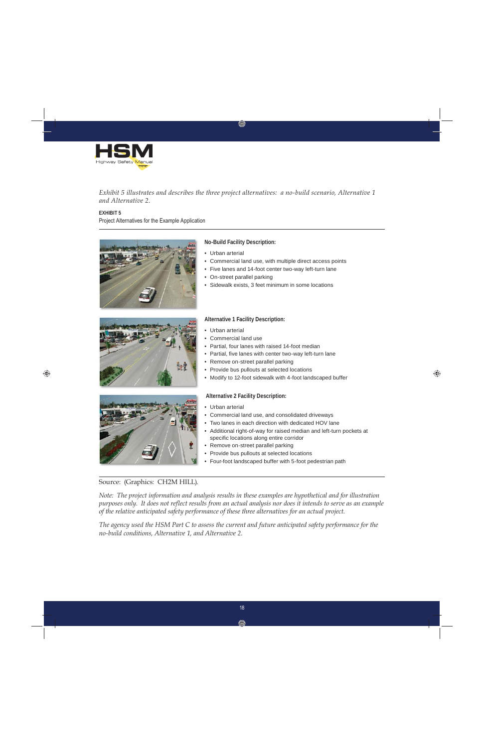*Exhibit 5 illustrates and describes the three project alternatives: a no-build scenario, Alternative 1 and Alternative 2.*

**EXHIBIT 5**

Project Alternatives for the Example Application

**No-Build Facility Description:**

- Urban arterial
- Commercial land use, with multiple direct access points
- Five lanes and 14-foot center two-way left-turn lane
- On-street parallel parking
- Sidewalk exists, 3 feet minimum in some locations

**Alternative 1 Facility Description:**

- Urban arterial
- Commercial land use
- Partial, four lanes with raised 14-foot median
- Partial, five lanes with center two-way left-turn lane
- Remove on-street parallel parking
- Provide bus pullouts at selected locations
- Modify to 12-foot sidewalk with 4-foot landscaped buffer

**Alternative 2 Facility Description:**

- Urban arterial
- Commercial land use, and consolidated driveways
- Two lanes in each direction with dedicated HOV lane
- Additional right-of-way for raised median and left-turn pockets at specific locations along entire corridor
- Remove on-street parallel parking
- Provide bus pullouts at selected locations
- Four-foot landscaped buffer with 5-foot pedestrian path

Source: (Graphics: CH2M HILL).

*Note: The project information and analysis results in these examples are hypothetical and for illustration purposes only. It does not reflect results from an actual analysis nor does it intends to serve as an example of the relative anticipated safety performance of these three alternatives for an actual project.*

*The agency used the HSM Part C to assess the current and future anticipated safety performance for the no-build conditions, Alternative 1, and Alternative 2.*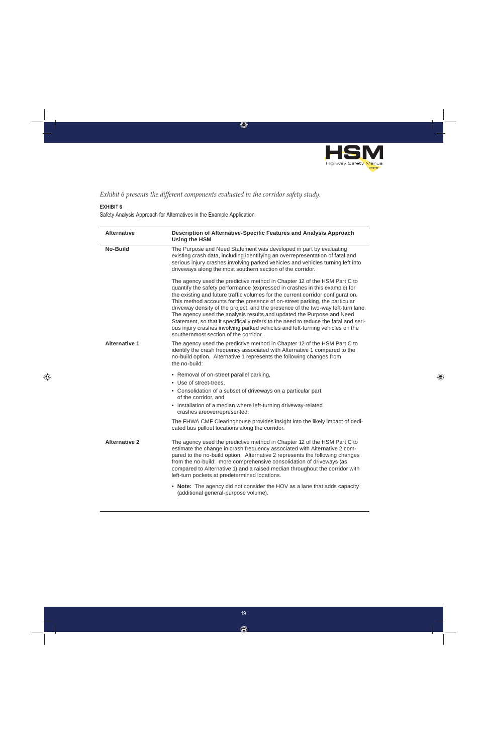*Exhibit 6 presents the different components evaluated in the corridor safety study.*

**EXHIBIT 6**

Safety Analysis Approach for Alternatives in the Example Application

| Alternative | Description of Alternative-Specific Features and Analysis Approach Using the HSM |
|---|---|
| **No-Build** | The Purpose and Need Statement was developed in part by evaluating existing crash data, including identifying an overrepresentation of fatal and serious injury crashes involving parked vehicles and vehicles turning left into driveways along the most southern section of the corridor.<br><br>The agency used the predictive method in Chapter 12 of the HSM Part C to quantify the safety performance (expressed in crashes in this example) for the existing and future traffic volumes for the current corridor configuration. This method accounts for the presence of on-street parking, the particular driveway density of the project, and the presence of the two-way left-turn lane. The agency used the analysis results and updated the Purpose and Need Statement, so that it specifically refers to the need to reduce the fatal and serious injury crashes involving parked vehicles and left-turning vehicles on the southernmost section of the corridor. |
| **Alternative 1** | The agency used the predictive method in Chapter 12 of the HSM Part C to identify the crash frequency associated with Alternative 1 compared to the no-build option. Alternative 1 represents the following changes from the no-build:<br><br>• Removal of on-street parallel parking,<br>• Use of street-trees,<br>• Consolidation of a subset of driveways on a particular part of the corridor, and<br>• Installation of a median where left-turning driveway-related crashes areoverrepresented.<br><br>The FHWA CMF Clearinghouse provides insight into the likely impact of dedicated bus pullout locations along the corridor. |
| **Alternative 2** | The agency used the predictive method in Chapter 12 of the HSM Part C to estimate the change in crash frequency associated with Alternative 2 compared to the no-build option. Alternative 2 represents the following changes from the no-build: more comprehensive consolidation of driveways (as compared to Alternative 1) and a raised median throughout the corridor with left-turn pockets at predetermined locations.<br><br>• **Note:** The agency did not consider the HOV as a lane that adds capacity (additional general-purpose volume). |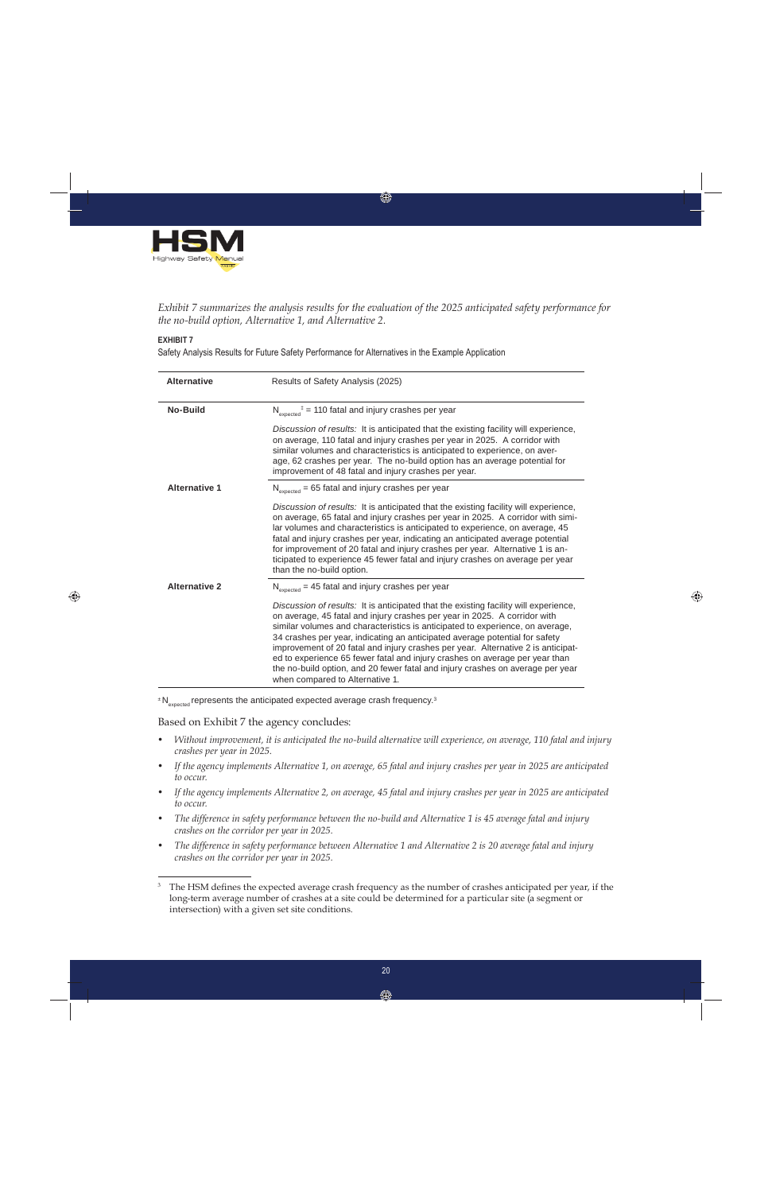*Exhibit 7 summarizes the analysis results for the evaluation of the 2025 anticipated safety performance for the no-build option, Alternative 1, and Alternative 2.*

**EXHIBIT 7**

Safety Analysis Results for Future Safety Performance for Alternatives in the Example Application

| Alternative | Results of Safety Analysis (2025) |
|---|---|
| **No-Build** | $N_{expected}$ ‡ = 110 fatal and injury crashes per year<br><br>*Discussion of results:* It is anticipated that the existing facility will experience, on average, 110 fatal and injury crashes per year in 2025. A corridor with similar volumes and characteristics is anticipated to experience, on average, 62 crashes per year. The no-build option has an average potential for improvement of 48 fatal and injury crashes per year. |
| **Alternative 1** | $N_{expected}$ = 65 fatal and injury crashes per year<br><br>*Discussion of results:* It is anticipated that the existing facility will experience, on average, 65 fatal and injury crashes per year in 2025. A corridor with similar volumes and characteristics is anticipated to experience, on average, 45 fatal and injury crashes per year, indicating an anticipated average potential for improvement of 20 fatal and injury crashes per year. Alternative 1 is anticipated to experience 45 fewer fatal and injury crashes on average per year than the no-build option. |
| **Alternative 2** | $N_{expected}$ = 45 fatal and injury crashes per year<br><br>*Discussion of results:* It is anticipated that the existing facility will experience, on average, 45 fatal and injury crashes per year in 2025. A corridor with similar volumes and characteristics is anticipated to experience, on average, 34 crashes per year, indicating an anticipated average potential for safety improvement of 20 fatal and injury crashes per year. Alternative 2 is anticipated to experience 65 fewer fatal and injury crashes on average per year than the no-build option, and 20 fewer fatal and injury crashes on average per year when compared to Alternative 1. |

‡ $N_{expected}$ represents the anticipated expected average crash frequency.[3]

Based on Exhibit 7 the agency concludes:

- *Without improvement, it is anticipated the no-build alternative will experience, on average, 110 fatal and injury crashes per year in 2025.*
- *If the agency implements Alternative 1, on average, 65 fatal and injury crashes per year in 2025 are anticipated to occur.*
- *If the agency implements Alternative 2, on average, 45 fatal and injury crashes per year in 2025 are anticipated to occur.*
- *The difference in safety performance between the no-build and Alternative 1 is 45 average fatal and injury crashes on the corridor per year in 2025.*
- *The difference in safety performance between Alternative 1 and Alternative 2 is 20 average fatal and injury crashes on the corridor per year in 2025.*

---

[3] The HSM defines the expected average crash frequency as the number of crashes anticipated per year, if the long-term average number of crashes at a site could be determined for a particular site (a segment or intersection) with a given set site conditions.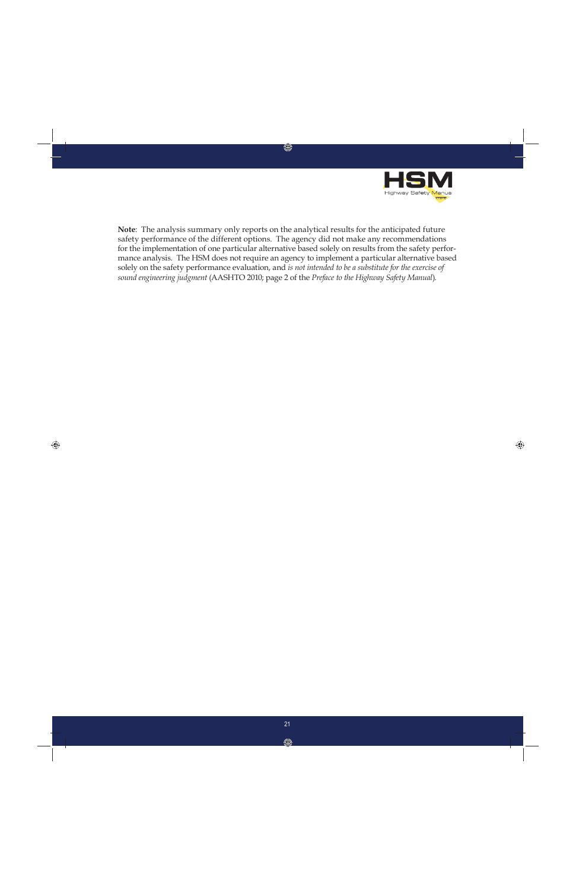**Note**: The analysis summary only reports on the analytical results for the anticipated future safety performance of the different options. The agency did not make any recommendations for the implementation of one particular alternative based solely on results from the safety performance analysis. The HSM does not require an agency to implement a particular alternative based solely on the safety performance evaluation, and *is not intended to be a substitute for the exercise of sound engineering judgment* (AASHTO 2010; page 2 of the *Preface to the Highway Safety Manual*).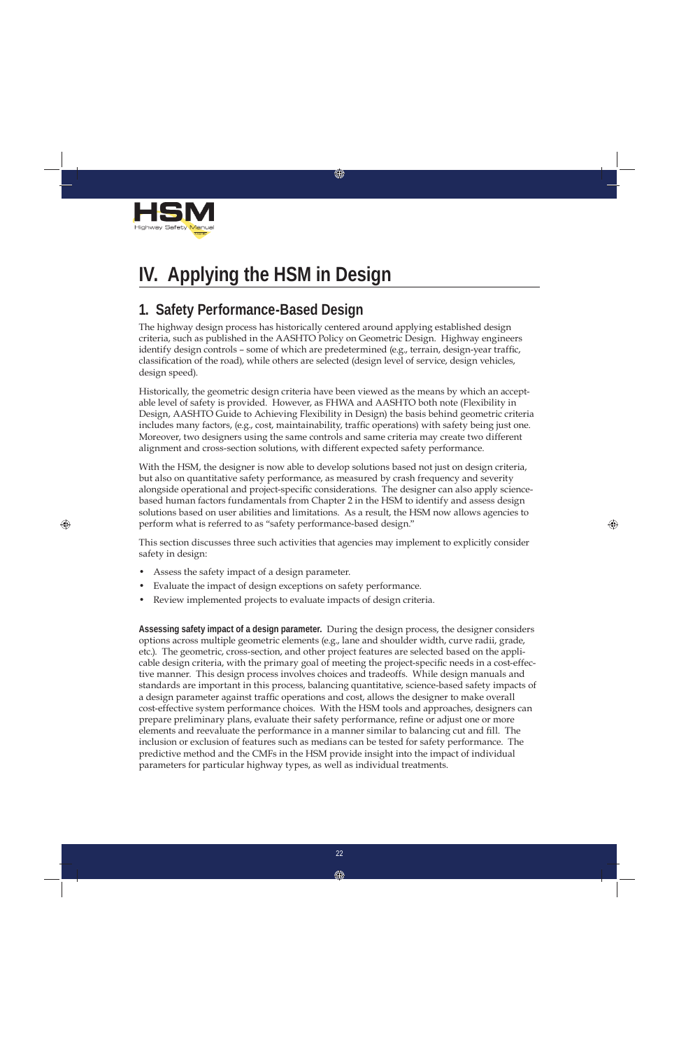# IV. Applying the HSM in Design

## 1. Safety Performance-Based Design

The highway design process has historically centered around applying established design criteria, such as published in the AASHTO Policy on Geometric Design. Highway engineers identify design controls – some of which are predetermined (e.g., terrain, design-year traffic, classification of the road), while others are selected (design level of service, design vehicles, design speed).

Historically, the geometric design criteria have been viewed as the means by which an acceptable level of safety is provided. However, as FHWA and AASHTO both note (Flexibility in Design, AASHTO Guide to Achieving Flexibility in Design) the basis behind geometric criteria includes many factors, (e.g., cost, maintainability, traffic operations) with safety being just one. Moreover, two designers using the same controls and same criteria may create two different alignment and cross-section solutions, with different expected safety performance.

With the HSM, the designer is now able to develop solutions based not just on design criteria, but also on quantitative safety performance, as measured by crash frequency and severity alongside operational and project-specific considerations. The designer can also apply science-based human factors fundamentals from Chapter 2 in the HSM to identify and assess design solutions based on user abilities and limitations. As a result, the HSM now allows agencies to perform what is referred to as "safety performance-based design."

This section discusses three such activities that agencies may implement to explicitly consider safety in design:

- Assess the safety impact of a design parameter.
- Evaluate the impact of design exceptions on safety performance.
- Review implemented projects to evaluate impacts of design criteria.

**Assessing safety impact of a design parameter.** During the design process, the designer considers options across multiple geometric elements (e.g., lane and shoulder width, curve radii, grade, etc.). The geometric, cross-section, and other project features are selected based on the applicable design criteria, with the primary goal of meeting the project-specific needs in a cost-effective manner. This design process involves choices and tradeoffs. While design manuals and standards are important in this process, balancing quantitative, science-based safety impacts of a design parameter against traffic operations and cost, allows the designer to make overall cost-effective system performance choices. With the HSM tools and approaches, designers can prepare preliminary plans, evaluate their safety performance, refine or adjust one or more elements and reevaluate the performance in a manner similar to balancing cut and fill. The inclusion or exclusion of features such as medians can be tested for safety performance. The predictive method and the CMFs in the HSM provide insight into the impact of individual parameters for particular highway types, as well as individual treatments.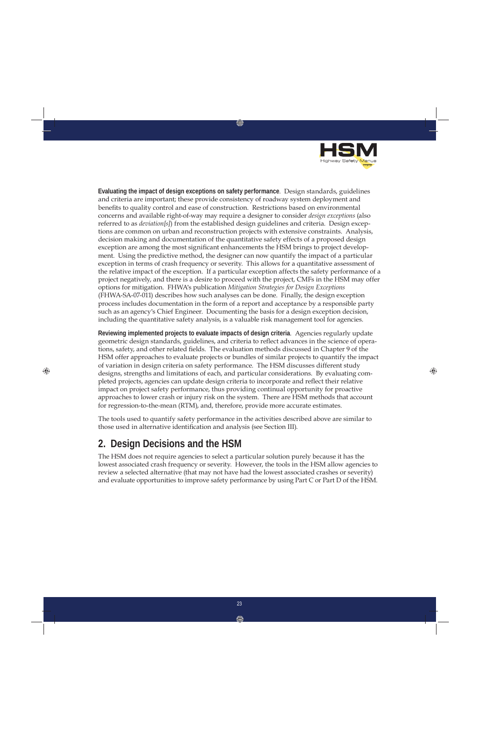**Evaluating the impact of design exceptions on safety performance**. Design standards, guidelines and criteria are important; these provide consistency of roadway system deployment and benefits to quality control and ease of construction. Restrictions based on environmental concerns and available right-of-way may require a designer to consider *design exceptions* (also referred to as *deviation[s]*) from the established design guidelines and criteria. Design exceptions are common on urban and reconstruction projects with extensive constraints. Analysis, decision making and documentation of the quantitative safety effects of a proposed design exception are among the most significant enhancements the HSM brings to project development. Using the predictive method, the designer can now quantify the impact of a particular exception in terms of crash frequency or severity. This allows for a quantitative assessment of the relative impact of the exception. If a particular exception affects the safety performance of a project negatively, and there is a desire to proceed with the project, CMFs in the HSM may offer options for mitigation. FHWA's publication *Mitigation Strategies for Design Exceptions* (FHWA-SA-07-011) describes how such analyses can be done. Finally, the design exception process includes documentation in the form of a report and acceptance by a responsible party such as an agency's Chief Engineer. Documenting the basis for a design exception decision, including the quantitative safety analysis, is a valuable risk management tool for agencies.

**Reviewing implemented projects to evaluate impacts of design criteria**. Agencies regularly update geometric design standards, guidelines, and criteria to reflect advances in the science of operations, safety, and other related fields. The evaluation methods discussed in Chapter 9 of the HSM offer approaches to evaluate projects or bundles of similar projects to quantify the impact of variation in design criteria on safety performance. The HSM discusses different study designs, strengths and limitations of each, and particular considerations. By evaluating completed projects, agencies can update design criteria to incorporate and reflect their relative impact on project safety performance, thus providing continual opportunity for proactive approaches to lower crash or injury risk on the system. There are HSM methods that account for regression-to-the-mean (RTM), and, therefore, provide more accurate estimates.

The tools used to quantify safety performance in the activities described above are similar to those used in alternative identification and analysis (see Section III).

## 2. Design Decisions and the HSM

The HSM does not require agencies to select a particular solution purely because it has the lowest associated crash frequency or severity. However, the tools in the HSM allow agencies to review a selected alternative (that may not have had the lowest associated crashes or severity) and evaluate opportunities to improve safety performance by using Part C or Part D of the HSM.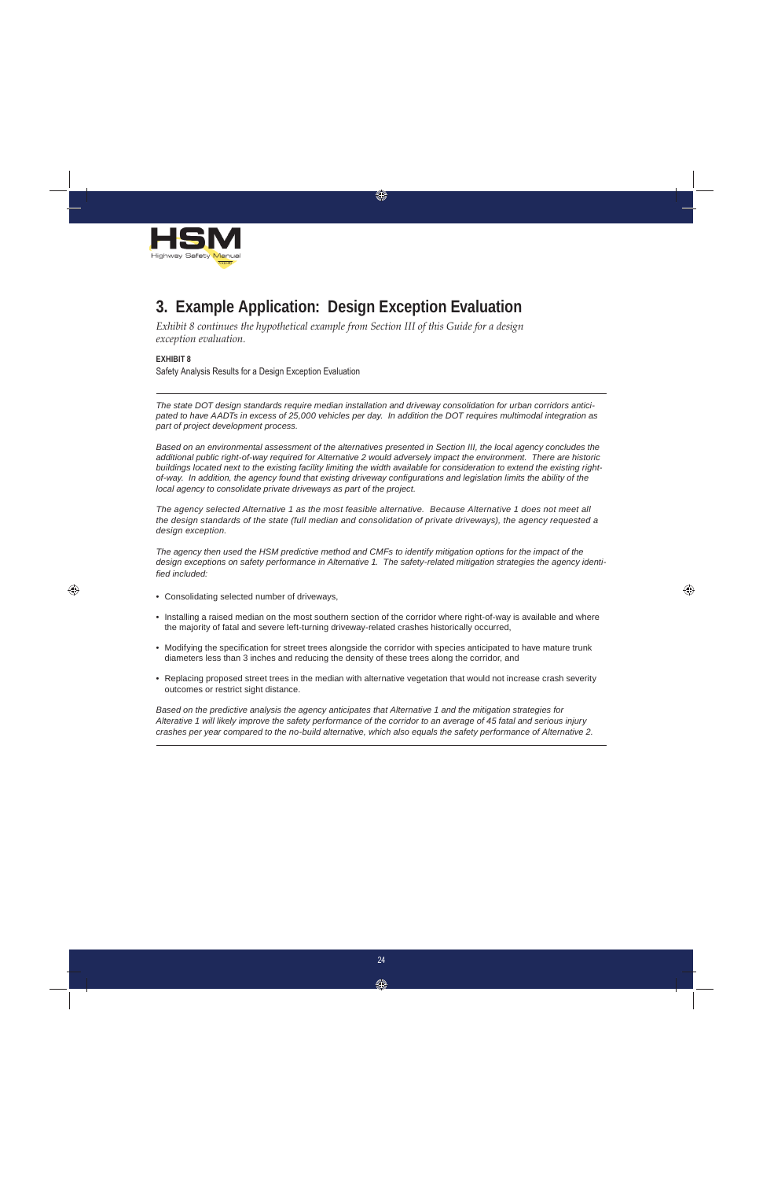## 3. Example Application: Design Exception Evaluation

*Exhibit 8 continues the hypothetical example from Section III of this Guide for a design exception evaluation.*

**EXHIBIT 8**

Safety Analysis Results for a Design Exception Evaluation

---

*The state DOT design standards require median installation and driveway consolidation for urban corridors anticipated to have AADTs in excess of 25,000 vehicles per day. In addition the DOT requires multimodal integration as part of project development process.*

*Based on an environmental assessment of the alternatives presented in Section III, the local agency concludes the additional public right-of-way required for Alternative 2 would adversely impact the environment. There are historic buildings located next to the existing facility limiting the width available for consideration to extend the existing right-of-way. In addition, the agency found that existing driveway configurations and legislation limits the ability of the local agency to consolidate private driveways as part of the project.*

*The agency selected Alternative 1 as the most feasible alternative. Because Alternative 1 does not meet all the design standards of the state (full median and consolidation of private driveways), the agency requested a design exception.*

*The agency then used the HSM predictive method and CMFs to identify mitigation options for the impact of the design exceptions on safety performance in Alternative 1. The safety-related mitigation strategies the agency identified included:*

- Consolidating selected number of driveways,
- Installing a raised median on the most southern section of the corridor where right-of-way is available and where the majority of fatal and severe left-turning driveway-related crashes historically occurred,
- Modifying the specification for street trees alongside the corridor with species anticipated to have mature trunk diameters less than 3 inches and reducing the density of these trees along the corridor, and
- Replacing proposed street trees in the median with alternative vegetation that would not increase crash severity outcomes or restrict sight distance.

*Based on the predictive analysis the agency anticipates that Alternative 1 and the mitigation strategies for Alterative 1 will likely improve the safety performance of the corridor to an average of 45 fatal and serious injury crashes per year compared to the no-build alternative, which also equals the safety performance of Alternative 2.*

---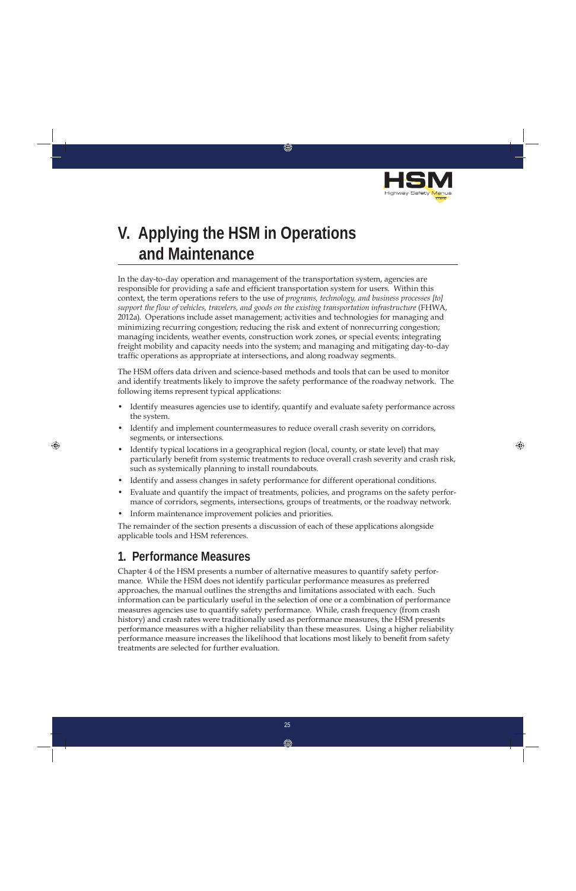# V. Applying the HSM in Operations and Maintenance

In the day-to-day operation and management of the transportation system, agencies are responsible for providing a safe and efficient transportation system for users. Within this context, the term operations refers to the use of *programs, technology, and business processes [to] support the flow of vehicles, travelers, and goods on the existing transportation infrastructure* (FHWA, 2012a). Operations include asset management; activities and technologies for managing and minimizing recurring congestion; reducing the risk and extent of nonrecurring congestion; managing incidents, weather events, construction work zones, or special events; integrating freight mobility and capacity needs into the system; and managing and mitigating day-to-day traffic operations as appropriate at intersections, and along roadway segments.

The HSM offers data driven and science-based methods and tools that can be used to monitor and identify treatments likely to improve the safety performance of the roadway network. The following items represent typical applications:

- Identify measures agencies use to identify, quantify and evaluate safety performance across the system.
- Identify and implement countermeasures to reduce overall crash severity on corridors, segments, or intersections.
- Identify typical locations in a geographical region (local, county, or state level) that may particularly benefit from systemic treatments to reduce overall crash severity and crash risk, such as systemically planning to install roundabouts.
- Identify and assess changes in safety performance for different operational conditions.
- Evaluate and quantify the impact of treatments, policies, and programs on the safety performance of corridors, segments, intersections, groups of treatments, or the roadway network.
- Inform maintenance improvement policies and priorities.

The remainder of the section presents a discussion of each of these applications alongside applicable tools and HSM references.

## 1. Performance Measures

Chapter 4 of the HSM presents a number of alternative measures to quantify safety performance. While the HSM does not identify particular performance measures as preferred approaches, the manual outlines the strengths and limitations associated with each. Such information can be particularly useful in the selection of one or a combination of performance measures agencies use to quantify safety performance. While, crash frequency (from crash history) and crash rates were traditionally used as performance measures, the HSM presents performance measures with a higher reliability than these measures. Using a higher reliability performance measure increases the likelihood that locations most likely to benefit from safety treatments are selected for further evaluation.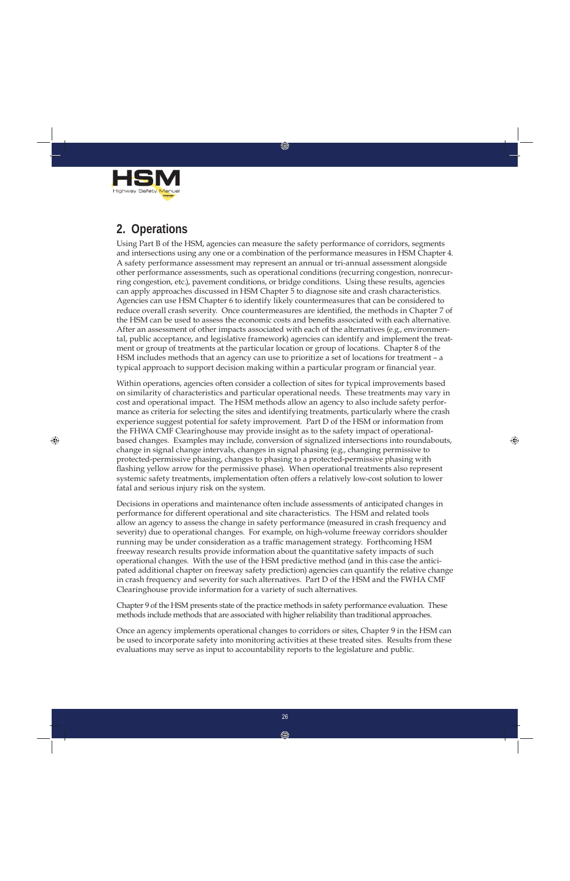## 2. Operations

Using Part B of the HSM, agencies can measure the safety performance of corridors, segments and intersections using any one or a combination of the performance measures in HSM Chapter 4. A safety performance assessment may represent an annual or tri-annual assessment alongside other performance assessments, such as operational conditions (recurring congestion, nonrecurring congestion, etc.), pavement conditions, or bridge conditions. Using these results, agencies can apply approaches discussed in HSM Chapter 5 to diagnose site and crash characteristics. Agencies can use HSM Chapter 6 to identify likely countermeasures that can be considered to reduce overall crash severity. Once countermeasures are identified, the methods in Chapter 7 of the HSM can be used to assess the economic costs and benefits associated with each alternative. After an assessment of other impacts associated with each of the alternatives (e.g., environmental, public acceptance, and legislative framework) agencies can identify and implement the treatment or group of treatments at the particular location or group of locations. Chapter 8 of the HSM includes methods that an agency can use to prioritize a set of locations for treatment – a typical approach to support decision making within a particular program or financial year.

Within operations, agencies often consider a collection of sites for typical improvements based on similarity of characteristics and particular operational needs. These treatments may vary in cost and operational impact. The HSM methods allow an agency to also include safety performance as criteria for selecting the sites and identifying treatments, particularly where the crash experience suggest potential for safety improvement. Part D of the HSM or information from the FHWA CMF Clearinghouse may provide insight as to the safety impact of operational-based changes. Examples may include, conversion of signalized intersections into roundabouts, change in signal change intervals, changes in signal phasing (e.g., changing permissive to protected-permissive phasing, changes to phasing to a protected-permissive phasing with flashing yellow arrow for the permissive phase). When operational treatments also represent systemic safety treatments, implementation often offers a relatively low-cost solution to lower fatal and serious injury risk on the system.

Decisions in operations and maintenance often include assessments of anticipated changes in performance for different operational and site characteristics. The HSM and related tools allow an agency to assess the change in safety performance (measured in crash frequency and severity) due to operational changes. For example, on high-volume freeway corridors shoulder running may be under consideration as a traffic management strategy. Forthcoming HSM freeway research results provide information about the quantitative safety impacts of such operational changes. With the use of the HSM predictive method (and in this case the anticipated additional chapter on freeway safety prediction) agencies can quantify the relative change in crash frequency and severity for such alternatives. Part D of the HSM and the FWHA CMF Clearinghouse provide information for a variety of such alternatives.

Chapter 9 of the HSM presents state of the practice methods in safety performance evaluation. These methods include methods that are associated with higher reliability than traditional approaches.

Once an agency implements operational changes to corridors or sites, Chapter 9 in the HSM can be used to incorporate safety into monitoring activities at these treated sites. Results from these evaluations may serve as input to accountability reports to the legislature and public.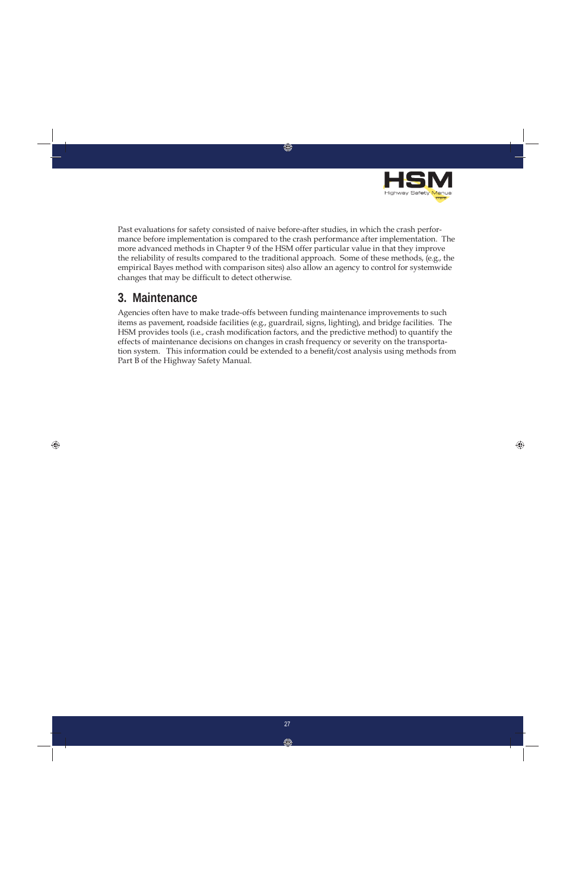Past evaluations for safety consisted of naive before-after studies, in which the crash performance before implementation is compared to the crash performance after implementation. The more advanced methods in Chapter 9 of the HSM offer particular value in that they improve the reliability of results compared to the traditional approach. Some of these methods, (e.g., the empirical Bayes method with comparison sites) also allow an agency to control for systemwide changes that may be difficult to detect otherwise.

## 3. Maintenance

Agencies often have to make trade-offs between funding maintenance improvements to such items as pavement, roadside facilities (e.g., guardrail, signs, lighting), and bridge facilities. The HSM provides tools (i.e., crash modification factors, and the predictive method) to quantify the effects of maintenance decisions on changes in crash frequency or severity on the transportation system. This information could be extended to a benefit/cost analysis using methods from Part B of the Highway Safety Manual.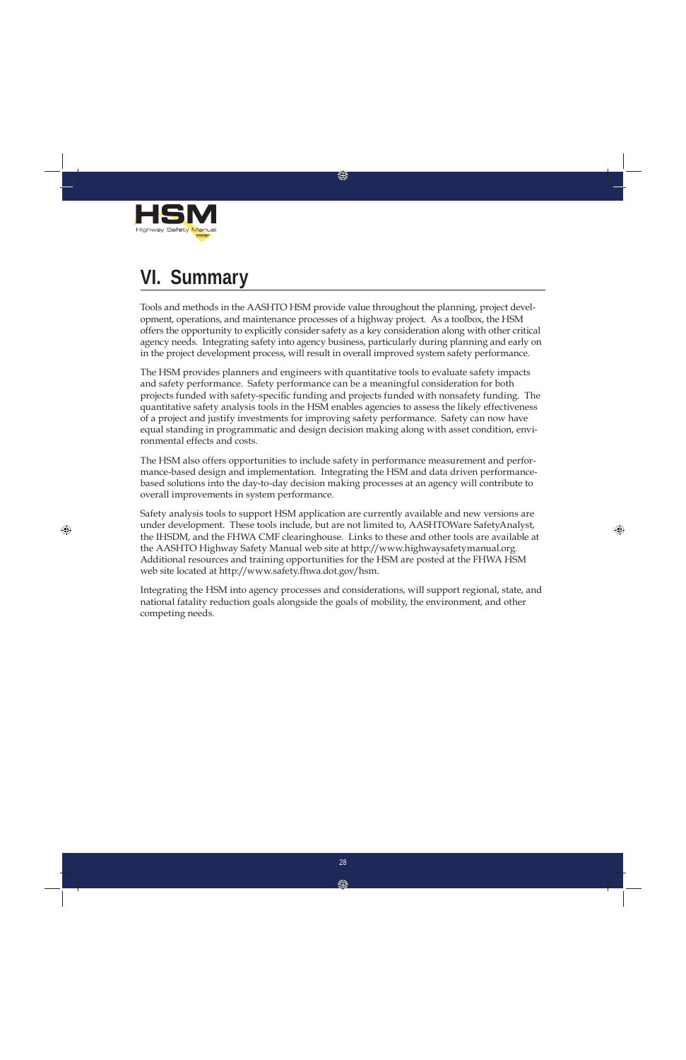# VI. Summary

Tools and methods in the AASHTO HSM provide value throughout the planning, project development, operations, and maintenance processes of a highway project. As a toolbox, the HSM offers the opportunity to explicitly consider safety as a key consideration along with other critical agency needs. Integrating safety into agency business, particularly during planning and early on in the project development process, will result in overall improved system safety performance.

The HSM provides planners and engineers with quantitative tools to evaluate safety impacts and safety performance. Safety performance can be a meaningful consideration for both projects funded with safety-specific funding and projects funded with nonsafety funding. The quantitative safety analysis tools in the HSM enables agencies to assess the likely effectiveness of a project and justify investments for improving safety performance. Safety can now have equal standing in programmatic and design decision making along with asset condition, environmental effects and costs.

The HSM also offers opportunities to include safety in performance measurement and performance-based design and implementation. Integrating the HSM and data driven performance-based solutions into the day-to-day decision making processes at an agency will contribute to overall improvements in system performance.

Safety analysis tools to support HSM application are currently available and new versions are under development. These tools include, but are not limited to, AASHTOWare SafetyAnalyst, the IHSDM, and the FHWA CMF clearinghouse. Links to these and other tools are available at the AASHTO Highway Safety Manual web site at http://www.highwaysafetymanual.org. Additional resources and training opportunities for the HSM are posted at the FHWA HSM web site located at http://www.safety.fhwa.dot.gov/hsm.

Integrating the HSM into agency processes and considerations, will support regional, state, and national fatality reduction goals alongside the goals of mobility, the environment, and other competing needs.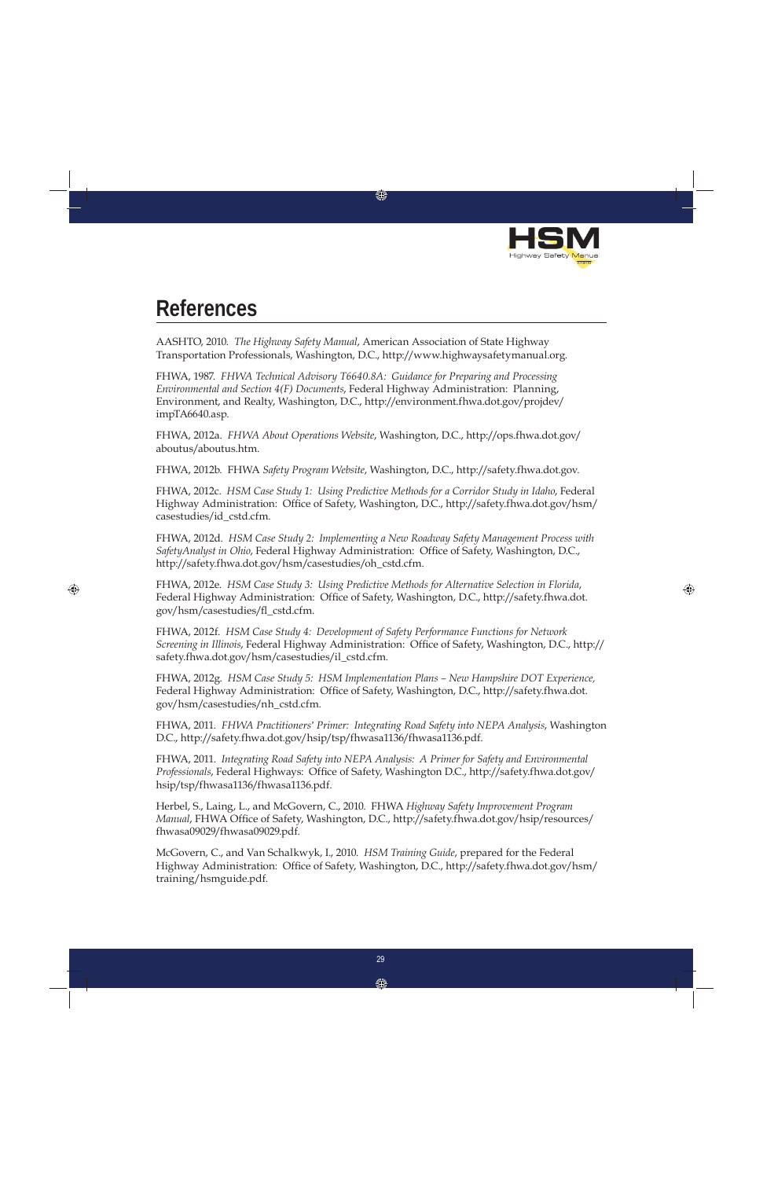# References

AASHTO, 2010. *The Highway Safety Manual*, American Association of State Highway Transportation Professionals, Washington, D.C., http://www.highwaysafetymanual.org.

FHWA, 1987. *FHWA Technical Advisory T6640.8A: Guidance for Preparing and Processing Environmental and Section 4(F) Documents*, Federal Highway Administration: Planning, Environment, and Realty, Washington, D.C., http://environment.fhwa.dot.gov/projdev/impTA6640.asp.

FHWA, 2012a. *FHWA About Operations Website*, Washington, D.C., http://ops.fhwa.dot.gov/aboutus/aboutus.htm.

FHWA, 2012b. FHWA *Safety Program Website*, Washington, D.C., http://safety.fhwa.dot.gov.

FHWA, 2012c. *HSM Case Study 1: Using Predictive Methods for a Corridor Study in Idaho*, Federal Highway Administration: Office of Safety, Washington, D.C., http://safety.fhwa.dot.gov/hsm/casestudies/id_cstd.cfm.

FHWA, 2012d. *HSM Case Study 2: Implementing a New Roadway Safety Management Process with SafetyAnalyst in Ohio*, Federal Highway Administration: Office of Safety, Washington, D.C., http://safety.fhwa.dot.gov/hsm/casestudies/oh_cstd.cfm.

FHWA, 2012e. *HSM Case Study 3: Using Predictive Methods for Alternative Selection in Florida*, Federal Highway Administration: Office of Safety, Washington, D.C., http://safety.fhwa.dot.gov/hsm/casestudies/fl_cstd.cfm.

FHWA, 2012f. *HSM Case Study 4: Development of Safety Performance Functions for Network Screening in Illinois*, Federal Highway Administration: Office of Safety, Washington, D.C., http://safety.fhwa.dot.gov/hsm/casestudies/il_cstd.cfm.

FHWA, 2012g. *HSM Case Study 5: HSM Implementation Plans – New Hampshire DOT Experience,* Federal Highway Administration: Office of Safety, Washington, D.C., http://safety.fhwa.dot.gov/hsm/casestudies/nh_cstd.cfm.

FHWA, 2011. *FHWA Practitioners' Primer: Integrating Road Safety into NEPA Analysis*, Washington D.C., http://safety.fhwa.dot.gov/hsip/tsp/fhwasa1136/fhwasa1136.pdf.

FHWA, 2011. *Integrating Road Safety into NEPA Analysis: A Primer for Safety and Environmental Professionals*, Federal Highways: Office of Safety, Washington D.C., http://safety.fhwa.dot.gov/hsip/tsp/fhwasa1136/fhwasa1136.pdf.

Herbel, S., Laing, L., and McGovern, C., 2010. FHWA *Highway Safety Improvement Program Manual*, FHWA Office of Safety, Washington, D.C., http://safety.fhwa.dot.gov/hsip/resources/fhwasa09029/fhwasa09029.pdf.

McGovern, C., and Van Schalkwyk, I., 2010. *HSM Training Guide*, prepared for the Federal Highway Administration: Office of Safety, Washington, D.C., http://safety.fhwa.dot.gov/hsm/training/hsmguide.pdf.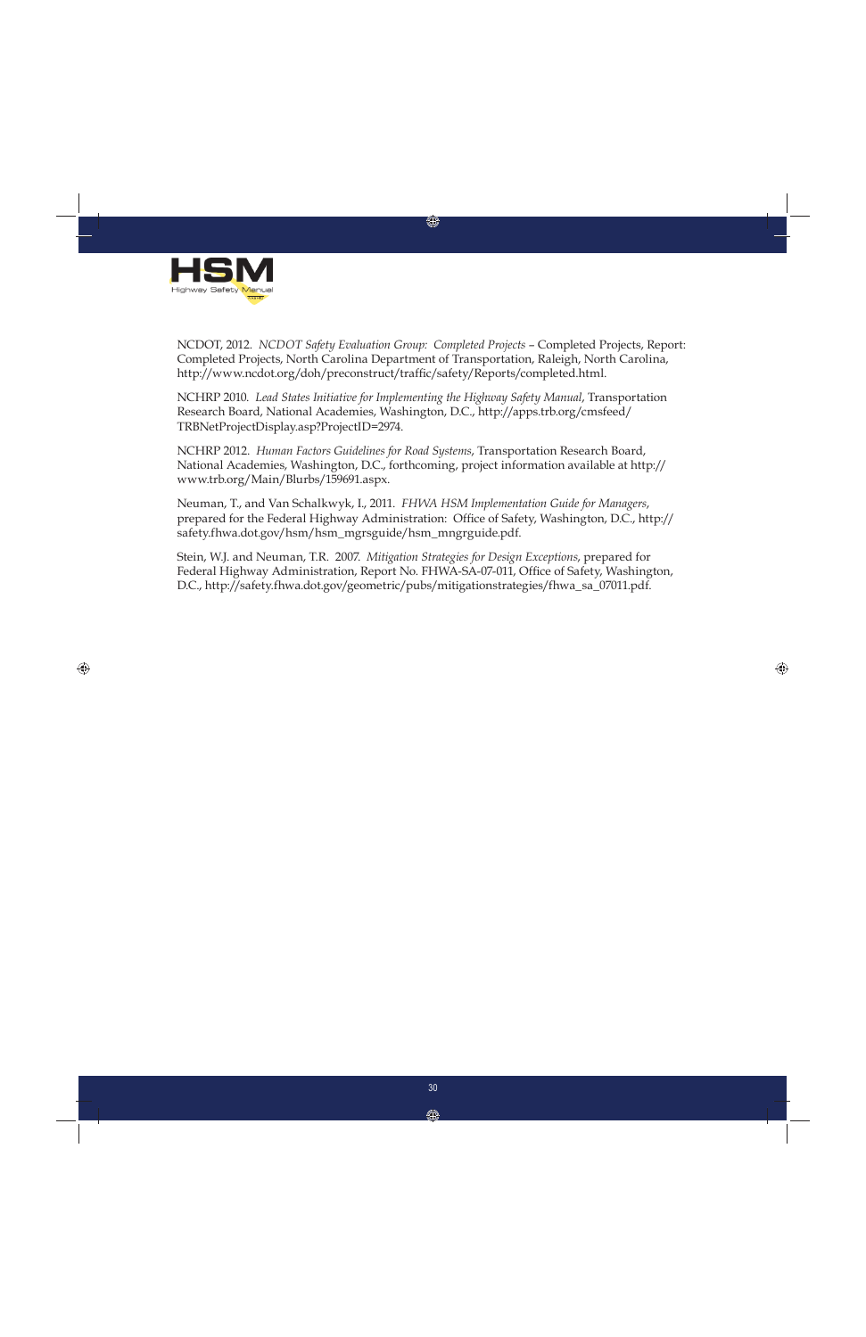NCDOT, 2012. *NCDOT Safety Evaluation Group: Completed Projects* – Completed Projects, Report: Completed Projects, North Carolina Department of Transportation, Raleigh, North Carolina, http://www.ncdot.org/doh/preconstruct/traffic/safety/Reports/completed.html.

NCHRP 2010. *Lead States Initiative for Implementing the Highway Safety Manual*, Transportation Research Board, National Academies, Washington, D.C., http://apps.trb.org/cmsfeed/TRBNetProjectDisplay.asp?ProjectID=2974.

NCHRP 2012. *Human Factors Guidelines for Road Systems*, Transportation Research Board, National Academies, Washington, D.C., forthcoming, project information available at http://www.trb.org/Main/Blurbs/159691.aspx.

Neuman, T., and Van Schalkwyk, I., 2011. *FHWA HSM Implementation Guide for Managers*, prepared for the Federal Highway Administration: Office of Safety, Washington, D.C., http://safety.fhwa.dot.gov/hsm/hsm_mgrsguide/hsm_mngrguide.pdf.

Stein, W.J. and Neuman, T.R. 2007. *Mitigation Strategies for Design Exceptions*, prepared for Federal Highway Administration, Report No. FHWA-SA-07-011, Office of Safety, Washington, D.C., http://safety.fhwa.dot.gov/geometric/pubs/mitigationstrategies/fhwa_sa_07011.pdf.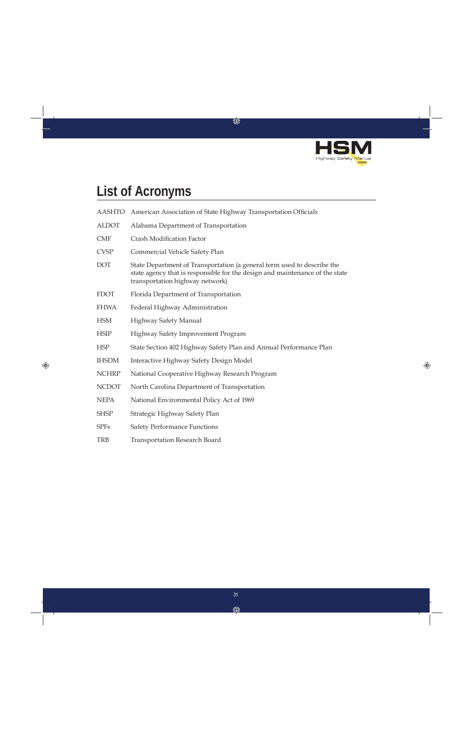## List of Acronyms

| | |
|---|---|
| AASHTO | American Association of State Highway Transportation Officials |
| ALDOT | Alabama Department of Transportation |
| CMF | Crash Modification Factor |
| CVSP | Commercial Vehicle Safety Plan |
| DOT | State Department of Transportation (a general term used to describe the state agency that is responsible for the design and maintenance of the state transportation highway network) |
| FDOT | Florida Department of Transportation |
| FHWA | Federal Highway Administration |
| HSM | Highway Safety Manual |
| HSIP | Highway Safety Improvement Program |
| HSP | State Section 402 Highway Safety Plan and Annual Performance Plan |
| IHSDM | Interactive Highway Safety Design Model |
| NCHRP | National Cooperative Highway Research Program |
| NCDOT | North Carolina Department of Transportation |
| NEPA | National Environmental Policy Act of 1969 |
| SHSP | Strategic Highway Safety Plan |
| SPFs | Safety Performance Functions |
| TRB | Transportation Research Board |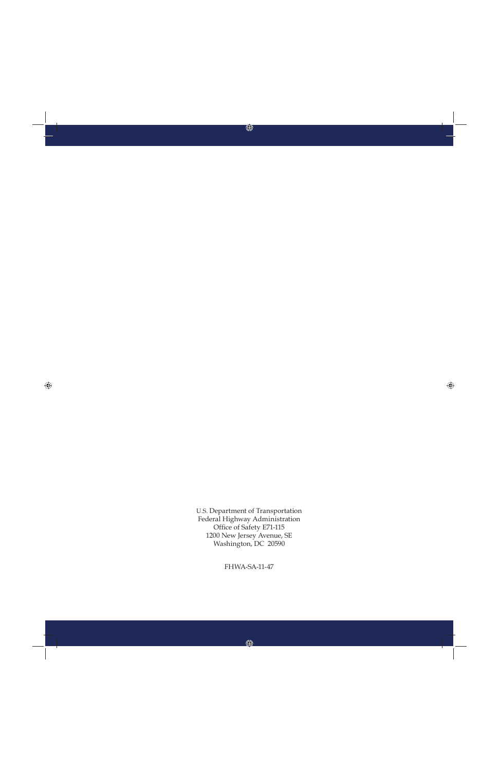U.S. Department of Transportation
Federal Highway Administration
Office of Safety E71-115
1200 New Jersey Avenue, SE
Washington, DC 20590

FHWA-SA-11-47